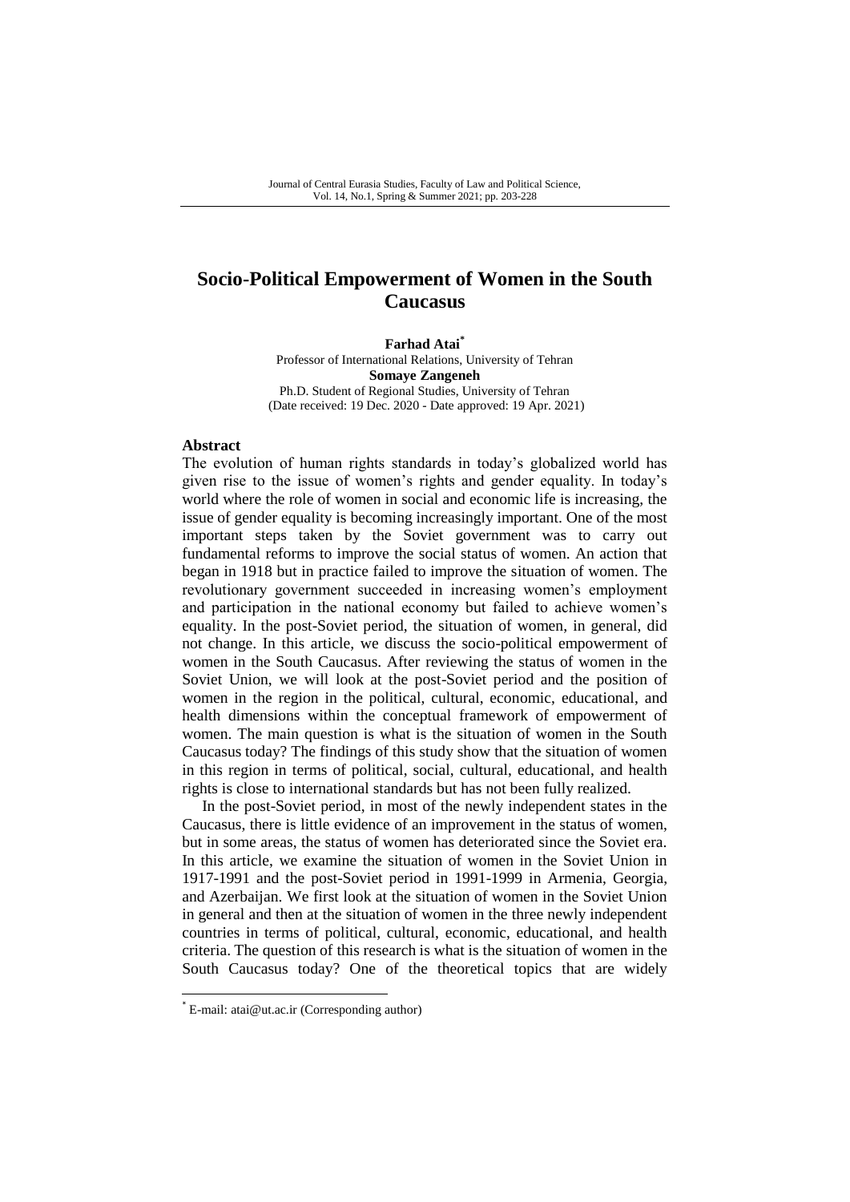# Socio-Political Empowerment of Women in the South Caucasus

**Farhad Atai***

Professor of International Relations, University of Tehran

**Somaye Zangeneh**

Ph.D. Student of Regional Studies, University of Tehran

(Date received: 19 Dec. 2020 - Date approved: 19 Apr. 2021)

## Abstract

The evolution of human rights standards in today's globalized world has given rise to the issue of women's rights and gender equality. In today's world where the role of women in social and economic life is increasing, the issue of gender equality is becoming increasingly important. One of the most important steps taken by the Soviet government was to carry out fundamental reforms to improve the social status of women. An action that began in 1918 but in practice failed to improve the situation of women. The revolutionary government succeeded in increasing women's employment and participation in the national economy but failed to achieve women's equality. In the post-Soviet period, the situation of women, in general, did not change. In this article, we discuss the socio-political empowerment of women in the South Caucasus. After reviewing the status of women in the Soviet Union, we will look at the post-Soviet period and the position of women in the region in the political, cultural, economic, educational, and health dimensions within the conceptual framework of empowerment of women. The main question is what is the situation of women in the South Caucasus today? The findings of this study show that the situation of women in this region in terms of political, social, cultural, educational, and health rights is close to international standards but has not been fully realized.

In the post-Soviet period, in most of the newly independent states in the Caucasus, there is little evidence of an improvement in the status of women, but in some areas, the status of women has deteriorated since the Soviet era. In this article, we examine the situation of women in the Soviet Union in 1917-1991 and the post-Soviet period in 1991-1999 in Armenia, Georgia, and Azerbaijan. We first look at the situation of women in the Soviet Union in general and then at the situation of women in the three newly independent countries in terms of political, cultural, economic, educational, and health criteria. The question of this research is what is the situation of women in the South Caucasus today? One of the theoretical topics that are widely

---

* E-mail: atai@ut.ac.ir (Corresponding author)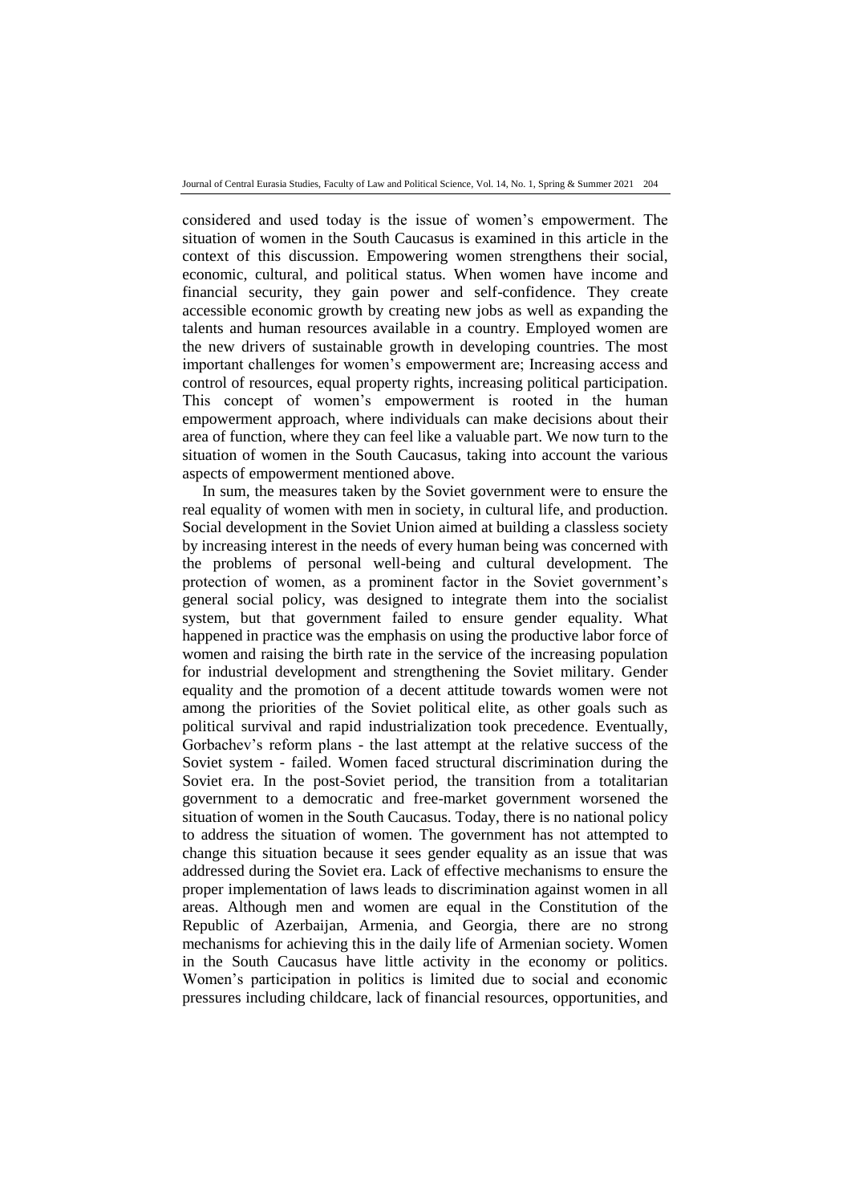considered and used today is the issue of women's empowerment. The situation of women in the South Caucasus is examined in this article in the context of this discussion. Empowering women strengthens their social, economic, cultural, and political status. When women have income and financial security, they gain power and self-confidence. They create accessible economic growth by creating new jobs as well as expanding the talents and human resources available in a country. Employed women are the new drivers of sustainable growth in developing countries. The most important challenges for women's empowerment are; Increasing access and control of resources, equal property rights, increasing political participation. This concept of women's empowerment is rooted in the human empowerment approach, where individuals can make decisions about their area of function, where they can feel like a valuable part. We now turn to the situation of women in the South Caucasus, taking into account the various aspects of empowerment mentioned above.

In sum, the measures taken by the Soviet government were to ensure the real equality of women with men in society, in cultural life, and production. Social development in the Soviet Union aimed at building a classless society by increasing interest in the needs of every human being was concerned with the problems of personal well-being and cultural development. The protection of women, as a prominent factor in the Soviet government's general social policy, was designed to integrate them into the socialist system, but that government failed to ensure gender equality. What happened in practice was the emphasis on using the productive labor force of women and raising the birth rate in the service of the increasing population for industrial development and strengthening the Soviet military. Gender equality and the promotion of a decent attitude towards women were not among the priorities of the Soviet political elite, as other goals such as political survival and rapid industrialization took precedence. Eventually, Gorbachev's reform plans - the last attempt at the relative success of the Soviet system - failed. Women faced structural discrimination during the Soviet era. In the post-Soviet period, the transition from a totalitarian government to a democratic and free-market government worsened the situation of women in the South Caucasus. Today, there is no national policy to address the situation of women. The government has not attempted to change this situation because it sees gender equality as an issue that was addressed during the Soviet era. Lack of effective mechanisms to ensure the proper implementation of laws leads to discrimination against women in all areas. Although men and women are equal in the Constitution of the Republic of Azerbaijan, Armenia, and Georgia, there are no strong mechanisms for achieving this in the daily life of Armenian society. Women in the South Caucasus have little activity in the economy or politics. Women's participation in politics is limited due to social and economic pressures including childcare, lack of financial resources, opportunities, and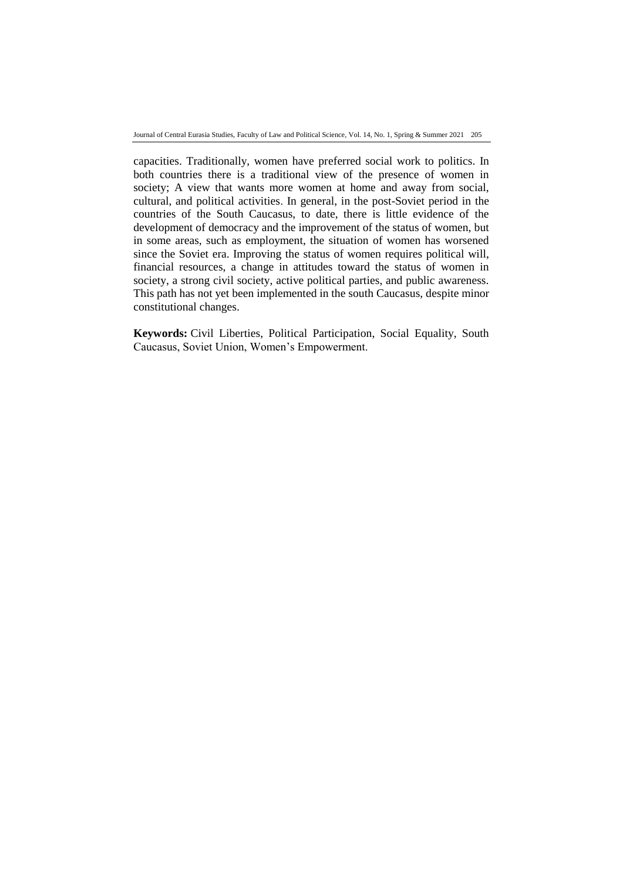capacities. Traditionally, women have preferred social work to politics. In both countries there is a traditional view of the presence of women in society; A view that wants more women at home and away from social, cultural, and political activities. In general, in the post-Soviet period in the countries of the South Caucasus, to date, there is little evidence of the development of democracy and the improvement of the status of women, but in some areas, such as employment, the situation of women has worsened since the Soviet era. Improving the status of women requires political will, financial resources, a change in attitudes toward the status of women in society, a strong civil society, active political parties, and public awareness. This path has not yet been implemented in the south Caucasus, despite minor constitutional changes.

**Keywords:** Civil Liberties, Political Participation, Social Equality, South Caucasus, Soviet Union, Women's Empowerment.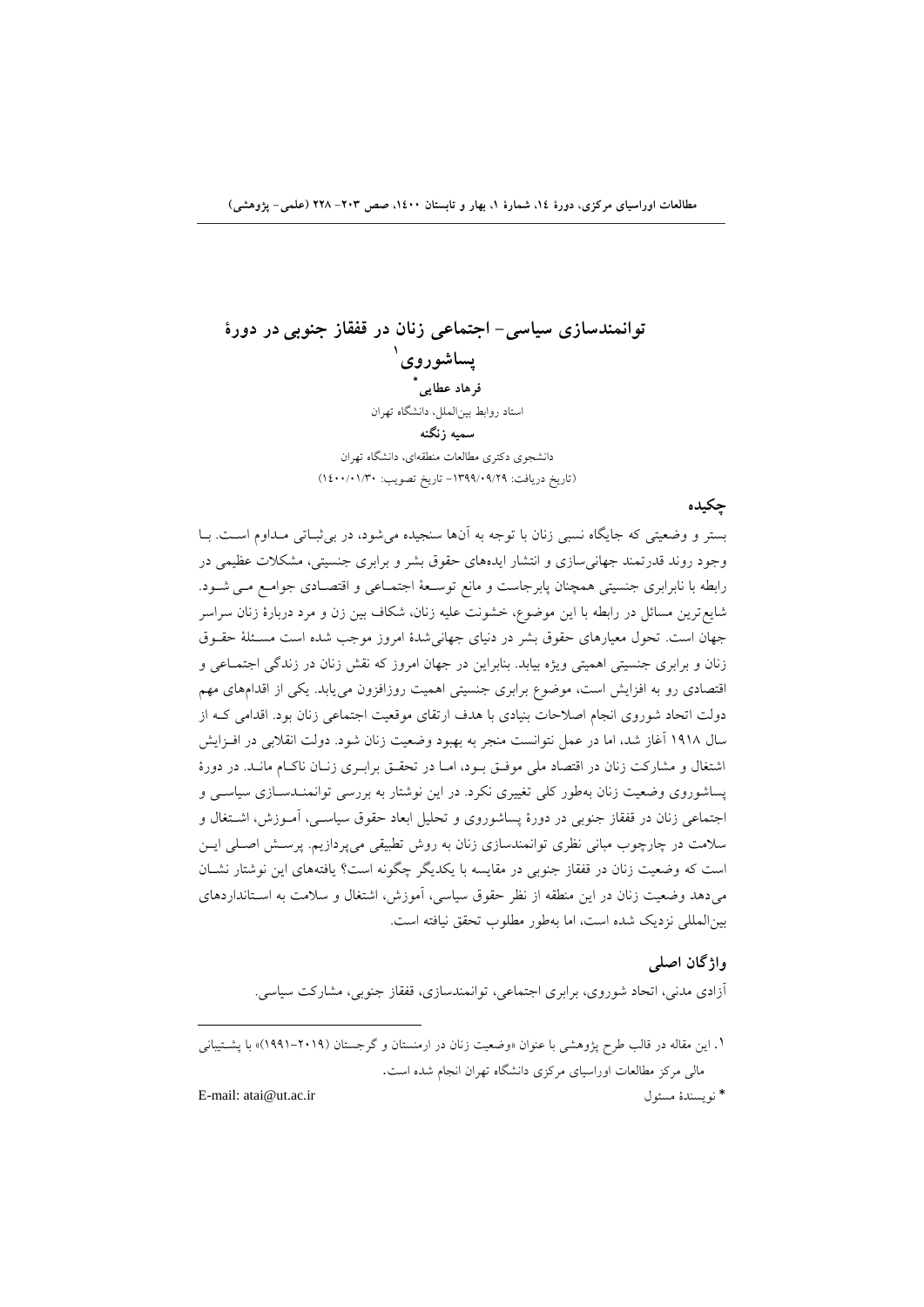# توانمندسازی سیاسی- اجتماعی زنان در قفقاز جنوبی در دورهٔ پساشوروی[۱]

**فرهاد عطایی***

استاد روابط بین‌الملل، دانشگاه تهران

**سمیه زنگنه**

دانشجوی دکتری مطالعات منطقه‌ای، دانشگاه تهران

(تاریخ دریافت: ۱۳۹۹/۰۹/۲۹- تاریخ تصویب: ۱۴۰۰/۰۱/۳۰)

## چکیده

بستر و وضعیتی که جایگاه نسبی زنان با توجه به آنها سنجیده می‌شود، در بی‌ثباتی مداوم است. با وجود روند قدرتمند جهانی‌سازی و انتشار ایده‌های حقوق بشر و برابری جنسیتی، مشکلات عظیمی در رابطه با نابرابری جنسیتی همچنان پابرجاست و مانع توسعهٔ اجتماعی و اقتصادی جوامع می‌شود. شایع‌ترین مسائل در رابطه با این موضوع، خشونت علیه زنان، شکاف بین زن و مرد دربارهٔ زنان سراسر جهان است. تحول معیارهای حقوق بشر در دنیای جهانی‌شدهٔ امروز موجب شده است مسئلهٔ حقوق زنان و برابری جنسیتی اهمیتی ویژه بیابد. بنابراین در جهان امروز که نقش زنان در زندگی اجتماعی و اقتصادی رو به افزایش است، موضوع برابری جنسیتی اهمیت روزافزون می‌یابد. یکی از اقدام‌های مهم دولت اتحاد شوروی انجام اصلاحات بنیادی با هدف ارتقای موقعیت اجتماعی زنان بود. اقدامی که از سال ۱۹۱۸ آغاز شد، اما در عمل نتوانست منجر به بهبود وضعیت زنان شود. دولت انقلابی در افزایش اشتغال و مشارکت زنان در اقتصاد ملی موفق بود، اما در تحقق برابری زنان ناکام ماند. در دورهٔ پساشوروی وضعیت زنان به‌طور کلی تغییری نکرد. در این نوشتار به بررسی توانمندسازی سیاسی و اجتماعی زنان در قفقاز جنوبی در دورهٔ پساشوروی و تحلیل ابعاد حقوق سیاسی، آموزش، اشتغال و سلامت در چارچوب مبانی نظری توانمندسازی زنان به روش تطبیقی می‌پردازیم. پرسش اصلی این است که وضعیت زنان در قفقاز جنوبی در مقایسه با یکدیگر چگونه است؟ یافته‌های این نوشتار نشان می‌دهد وضعیت زنان در این منطقه از نظر حقوق سیاسی، آموزش، اشتغال و سلامت به استانداردهای بین‌المللی نزدیک شده است، اما به‌طور مطلوب تحقق نیافته است.

## واژگان اصلی

آزادی مدنی، اتحاد شوروی، برابری اجتماعی، توانمندسازی، قفقاز جنوبی، مشارکت سیاسی.

---

۱. این مقاله در قالب طرح پژوهشی با عنوان «وضعیت زنان در ارمنستان و گرجستان (۲۰۱۹-۱۹۹۱)» با پشتیبانی مالی مرکز مطالعات اوراسیای مرکزی دانشگاه تهران انجام شده است.

* نویسندهٔ مسئول E-mail: atai@ut.ac.ir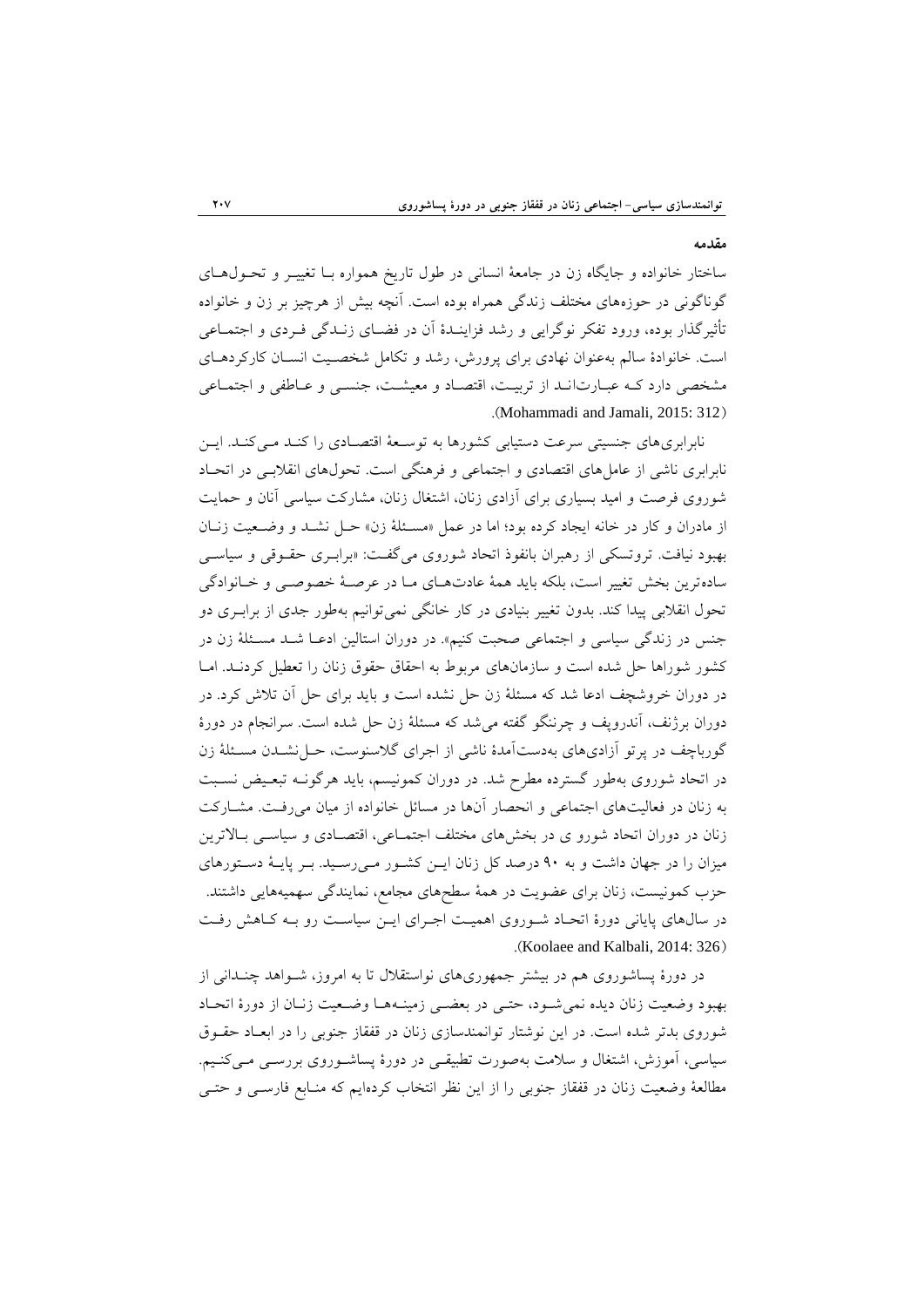## مقدمه

ساختار خانواده و جایگاه زن در جامعهٔ انسانی در طول تاریخ همواره بـا تغییـر و تحـول‌هـای گوناگونی در حوزه‌های مختلف زندگی همراه بوده است. آنچه بیش از هرچیز بر زن و خانواده تأثیرگذار بوده، ورود تفکر نوگرایی و رشد فزاینـدهٔ آن در فضـای زنـدگی فـردی و اجتمـاعی است. خانوادهٔ سالم به‌عنوان نهادی برای پرورش، رشد و تکامل شخصـیت انسـان کارکردهـای مشخصی دارد کـه عبـارت‌انـد از تربیـت، اقتصـاد و معیشـت، جنسـی و عـاطفی و اجتمـاعی (Mohammadi and Jamali, 2015: 312).

نابرابری‌های جنسیتی سرعت دستیابی کشورها به توسـعهٔ اقتصـادی را کنـد مـی‌کنـد. ایـن نابرابری ناشی از عامل‌های اقتصادی و اجتماعی و فرهنگی است. تحول‌های انقلابـی در اتحـاد شوروی فرصت و امید بسیاری برای آزادی زنان، اشتغال زنان، مشارکت سیاسی آنان و حمایت از مادران و کار در خانه ایجاد کرده بود؛ اما در عمل «مسـئلهٔ زن» حـل نشـد و وضـعیت زنـان بهبود نیافت. تروتسکی از رهبران بانفوذ اتحاد شوروی می‌گفت: «برابـری حقـوقی و سیاسـی ساده‌ترین بخش تغییر است، بلکه باید همهٔ عادت‌هـای مـا در عرصـهٔ خصوصـی و خـانوادگی تحول انقلابی پیدا کند. بدون تغییر بنیادی در کار خانگی نمی‌توانیم به‌طور جدی از برابـری دو جنس در زندگی سیاسی و اجتماعی صحبت کنیم». در دوران استالین ادعـا شـد مسـئلهٔ زن در کشور شوراها حل شده است و سازمان‌های مربوط به احقاق حقوق زنان را تعطیل کردنـد. امـا در دوران خروشچف ادعا شد که مسئلهٔ زن حل نشده است و باید برای حل آن تلاش کرد. در دوران برژنف، آندروپف و چرننگو گفته می‌شد که مسئلهٔ زن حل شده است. سرانجام در دورهٔ گورباچف در پرتو آزادی‌های به‌دست‌آمدهٔ ناشی از اجرای گلاسنوست، حـل‌نشـدن مسـئلهٔ زن در اتحاد شوروی به‌طور گسترده مطرح شد. در دوران کمونیسم، باید هرگونـه تبعـیض نسـبت به زنان در فعالیت‌های اجتماعی و انحصار آن‌ها در مسائل خانواده از میان می‌رفـت. مشـارکت زنان در دوران اتحاد شورو ی در بخش‌های مختلف اجتمـاعی، اقتصـادی و سیاسـی بـالاترین میزان را در جهان داشت و به ۹۰ درصد کل زنان ایـن کشـور مـی‌رسـید. بـر پایـهٔ دسـتورهای حزب کمونیست، زنان برای عضویت در همهٔ سطح‌های مجامع، نمایندگی سهمیه‌هایی داشتند. در سال‌های پایانی دورهٔ اتحـاد شـوروی اهمیـت اجـرای ایـن سیاسـت رو بـه کـاهش رفـت (Koolaee and Kalbali, 2014: 326).

در دورهٔ پساشوروی هم در بیشتر جمهوری‌های نواستقلال تا به امروز، شـواهد چنـدانی از بهبود وضعیت زنان دیده نمی‌شـود، حتـی در بعضـی زمینـه‌هـا وضـعیت زنـان از دورهٔ اتحـاد شوروی بدتر شده است. در این نوشتار توانمندسازی زنان در قفقاز جنوبی را در ابعـاد حقـوق سیاسی، آموزش، اشتغال و سلامت به‌صورت تطبیقـی در دورهٔ پساشـوروی بررسـی مـی‌کنـیم. مطالعهٔ وضعیت زنان در قفقاز جنوبی را از این نظر انتخاب کرده‌ایم که منـابع فارسـی و حتـی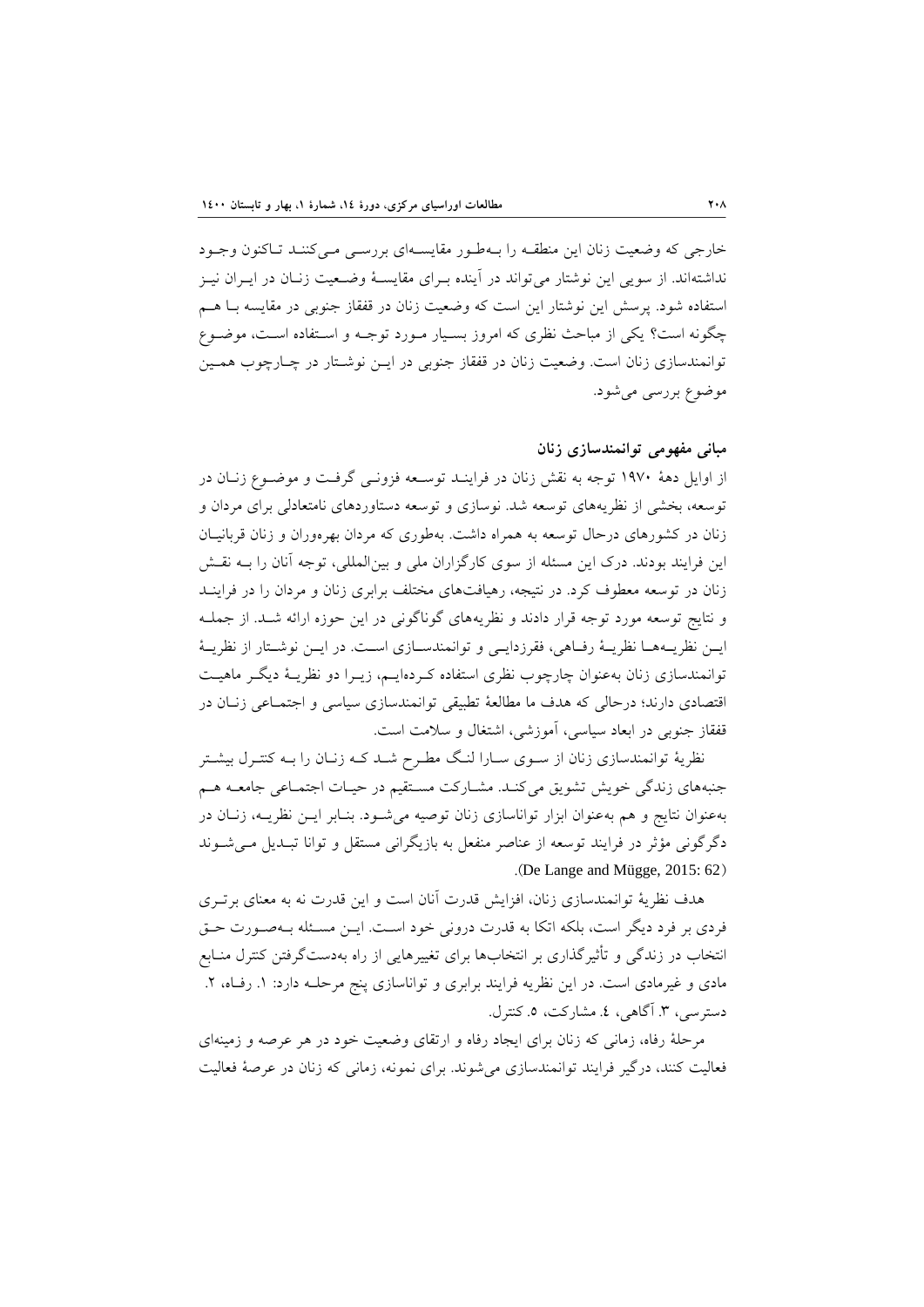خارجی که وضعیت زنان این منطقه را به‌طور مقایسه‌ای بررسی می‌کنند تاکنون وجود نداشته‌اند. از سویی این نوشتار می‌تواند در آینده برای مقایسهٔ وضعیت زنان در ایران نیز استفاده شود. پرسش این نوشتار این است که وضعیت زنان در قفقاز جنوبی در مقایسه با هم چگونه است؟ یکی از مباحث نظری که امروز بسیار مورد توجه و استفاده است، موضوع توانمندسازی زنان است. وضعیت زنان در قفقاز جنوبی در این نوشتار در چارچوب همین موضوع بررسی می‌شود.

## مبانی مفهومی توانمندسازی زنان

از اوایل دههٔ ۱۹۷۰ توجه به نقش زنان در فرایند توسعه فزونی گرفت و موضوع زنان در توسعه، بخشی از نظریه‌های توسعه شد. نوسازی و توسعه دستاوردهای نامتعادلی برای مردان و زنان در کشورهای درحال توسعه به همراه داشت. به‌طوری که مردان بهره‌وران و زنان قربانیان این فرایند بودند. درک این مسئله از سوی کارگزاران ملی و بین‌المللی، توجه آنان را به نقش زنان در توسعه معطوف کرد. در نتیجه، رهیافت‌های مختلف برابری زنان و مردان را در فرایند و نتایج توسعه مورد توجه قرار دادند و نظریه‌های گوناگونی در این حوزه ارائه شد. از جمله این نظریه‌ها نظریهٔ رفاهی، فقرزدایی و توانمندسازی است. در این نوشتار از نظریهٔ توانمندسازی زنان به‌عنوان چارچوب نظری استفاده کرده‌ایم، زیرا دو نظریهٔ دیگر ماهیت اقتصادی دارند؛ درحالی که هدف ما مطالعهٔ تطبیقی توانمندسازی سیاسی و اجتماعی زنان در قفقاز جنوبی در ابعاد سیاسی، آموزشی، اشتغال و سلامت است.

نظریهٔ توانمندسازی زنان از سوی سارا لنگ مطرح شد که زنان را به کنترل بیشتر جنبه‌های زندگی خویش تشویق می‌کند. مشارکت مستقیم در حیات اجتماعی جامعه هم به‌عنوان نتایج و هم به‌عنوان ابزار تواناسازی زنان توصیه می‌شود. بنابر این نظریه، زنان در دگرگونی مؤثر در فرایند توسعه از عناصر منفعل به بازیگرانی مستقل و توانا تبدیل می‌شوند (De Lange and Mügge, 2015: 62).

هدف نظریهٔ توانمندسازی زنان، افزایش قدرت آنان است و این قدرت نه به معنای برتری فردی بر فرد دیگر است، بلکه اتکا به قدرت درونی خود است. این مسئله به‌صورت حق انتخاب در زندگی و تأثیرگذاری بر انتخاب‌ها برای تغییرهایی از راه به‌دست‌گرفتن کنترل منابع مادی و غیرمادی است. در این نظریه فرایند برابری و تواناسازی پنج مرحله دارد: ۱. رفاه، ۲. دسترسی، ۳. آگاهی، ٤. مشارکت، ٥. کنترل.

مرحلهٔ رفاه، زمانی که زنان برای ایجاد رفاه و ارتقای وضعیت خود در هر عرصه و زمینه‌ای فعالیت کنند، درگیر فرایند توانمندسازی می‌شوند. برای نمونه، زمانی که زنان در عرصهٔ فعالیت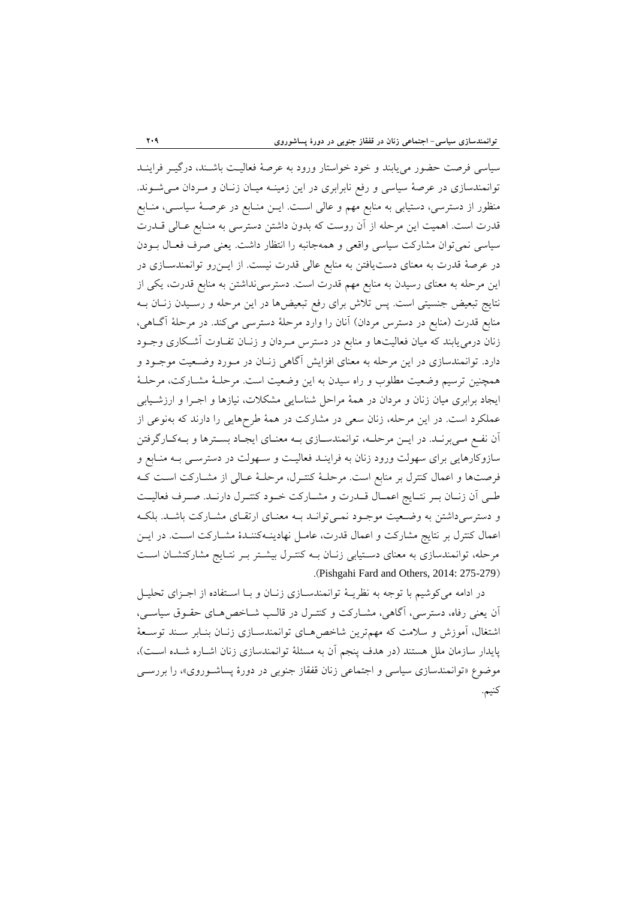سیاسی فرصت حضور می‌یابند و خود خواستار ورود به عرصهٔ فعالیت باشند، درگیر فرایند توانمندسازی در عرصهٔ سیاسی و رفع نابرابری در این زمینه میان زنان و مردان می‌شوند. منظور از دسترسی، دستیابی به منابع مهم و عالی است. این منابع در عرصهٔ سیاسی، منابع قدرت است. اهمیت این مرحله از آن روست که بدون داشتن دسترسی به منابع عالی قدرت سیاسی نمی‌توان مشارکت سیاسی واقعی و همه‌جانبه را انتظار داشت. یعنی صرف فعال بودن در عرصهٔ قدرت به معنای دست‌یافتن به منابع عالی قدرت نیست. از این‌رو توانمندسازی در این مرحله به معنای رسیدن به منابع مهم قدرت است. دسترسی‌نداشتن به منابع قدرت، یکی از نتایج تبعیض جنسیتی است. پس تلاش برای رفع تبعیض‌ها در این مرحله و رسیدن زنان به منابع قدرت (منابع در دسترس مردان) آنان را وارد مرحلهٔ دسترسی می‌کند. در مرحلهٔ آگاهی، زنان درمی‌یابند که میان فعالیت‌ها و منابع در دسترس مردان و زنان تفاوت آشکاری وجود دارد. توانمندسازی در این مرحله به معنای افزایش آگاهی زنان در مورد وضعیت موجود و همچنین ترسیم وضعیت مطلوب و راه سیدن به این وضعیت است. مرحلهٔ مشارکت، مرحلهٔ ایجاد برابری میان زنان و مردان در همهٔ مراحل شناسایی مشکلات، نیازها و اجرا و ارزشیابی عملکرد است. در این مرحله، زنان سعی در مشارکت در همهٔ طرح‌هایی را دارند که به‌نوعی از آن نفع می‌برند. در این مرحله، توانمندسازی به معنای ایجاد بسترها و به‌کارگرفتن سازوکارهایی برای سهولت ورود زنان به فرایند فعالیت و سهولت در دسترسی به منابع و فرصت‌ها و اعمال کنترل بر منابع است. مرحلهٔ کنترل، مرحلهٔ عالی از مشارکت است که طی آن زنان بر نتایج اعمال قدرت و مشارکت خود کنترل دارند. صرف فعالیت و دسترسی‌داشتن به وضعیت موجود نمی‌تواند به معنای ارتقای مشارکت باشد. بلکه اعمال کنترل بر نتایج مشارکت و اعمال قدرت، عامل نهادینه‌کنندهٔ مشارکت است. در این مرحله، توانمندسازی به معنای دستیابی زنان به کنترل بیشتر بر نتایج مشارکتشان است (Pishgahi Fard and Others, 2014: 275-279).

در ادامه می‌کوشیم با توجه به نظریهٔ توانمندسازی زنان و با استفاده از اجزای تحلیل آن یعنی رفاه، دسترسی، آگاهی، مشارکت و کنترل در قالب شاخص‌های حقوق سیاسی، اشتغال، آموزش و سلامت که مهم‌ترین شاخص‌های توانمندسازی زنان بنابر سند توسعهٔ پایدار سازمان ملل هستند (در هدف پنجم آن به مسئلهٔ توانمندسازی زنان اشاره شده است)، موضوع «توانمندسازی سیاسی و اجتماعی زنان قفقاز جنوبی در دورهٔ پساشوروی»، را بررسی کنیم.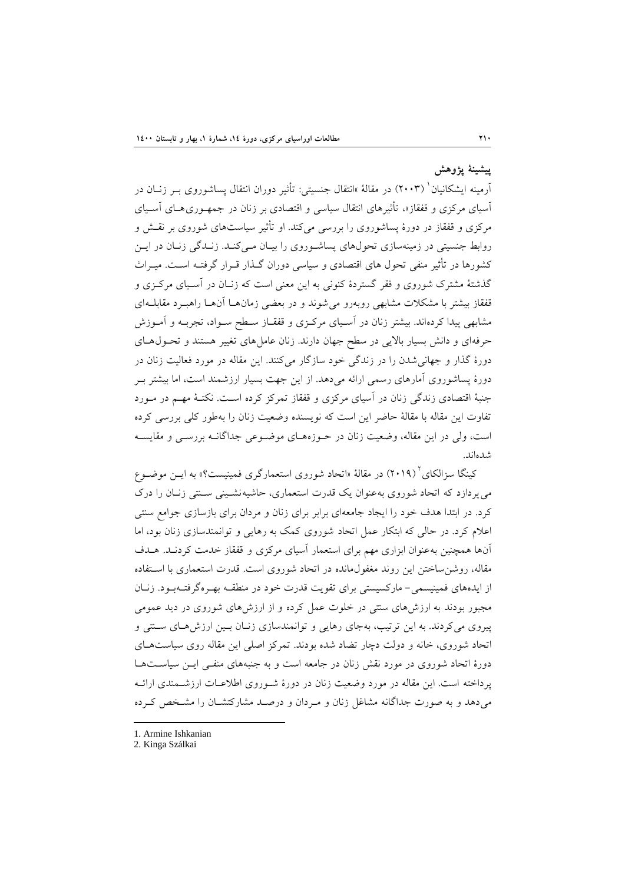## پیشینهٔ پژوهش

آرمینه ایشکانیان[1] (۲۰۰۳) در مقالهٔ «انتقال جنسیتی: تأثیر دوران انتقال پساشوروی بر زنان در آسیای مرکزی و قفقاز»، تأثیرهای انتقال سیاسی و اقتصادی بر زنان در جمهوری‌های آسیای مرکزی و قفقاز در دورهٔ پساشوروی را بررسی می‌کند. او تأثیر سیاست‌های شوروی بر نقش و روابط جنسیتی در زمینه‌سازی تحول‌های پساشوروی را بیان می‌کند. زندگی زنان در این کشورها در تأثیر منفی تحول های اقتصادی و سیاسی دوران گذار قرار گرفته است. میراث گذشتهٔ مشترک شوروی و فقر گستردهٔ کنونی به این معنی است که زنان در آسیای مرکزی و قفقاز بیشتر با مشکلات مشابهی روبه‌رو می‌شوند و در بعضی زمان‌ها آن‌ها راهبرد مقابله‌ای مشابهی پیدا کرده‌اند. بیشتر زنان در آسیای مرکزی و قفقاز سطح سواد، تجربه و آموزش حرفه‌ای و دانش بسیار بالایی در سطح جهان دارند. زنان عامل‌های تغییر هستند و تحول‌های دورهٔ گذار و جهانی‌شدن را در زندگی خود سازگار می‌کنند. این مقاله در مورد فعالیت زنان در دورهٔ پساشوروی آمارهای رسمی ارائه می‌دهد. از این جهت بسیار ارزشمند است، اما بیشتر بر جنبهٔ اقتصادی زندگی زنان در آسیای مرکزی و قفقاز تمرکز کرده است. نکتهٔ مهم در مورد تفاوت این مقاله با مقالهٔ حاضر این است که نویسنده وضعیت زنان را به‌طور کلی بررسی کرده است، ولی در این مقاله، وضعیت زنان در حوزه‌های موضوعی جداگانه بررسی و مقایسه شده‌اند.

کینگا سزالکای[2] (۲۰۱۹) در مقالهٔ «اتحاد شوروی استعمارگری فمینیست؟» به این موضوع می‌پردازد که اتحاد شوروی به‌عنوان یک قدرت استعماری، حاشیه‌نشینی سنتی زنان را درک کرد. در ابتدا هدف خود را ایجاد جامعه‌ای برابر برای زنان و مردان برای بازسازی جوامع سنتی اعلام کرد. در حالی که ابتکار عمل اتحاد شوروی کمک به رهایی و توانمندسازی زنان بود، اما آن‌ها همچنین به‌عنوان ابزاری مهم برای استعمار آسیای مرکزی و قفقاز خدمت کردند. هدف مقاله، روشن‌ساختن این روند مغفول‌مانده در اتحاد شوروی است. قدرت استعماری با استفاده از ایده‌های فمینیسمی- مارکسیستی برای تقویت قدرت خود در منطقه بهره‌گرفته‌بود. زنان مجبور بودند به ارزش‌های سنتی در خلوت عمل کرده و از ارزش‌های شوروی در دید عمومی پیروی می‌کردند. به این ترتیب، به‌جای رهایی و توانمندسازی زنان بین ارزش‌های سنتی و اتحاد شوروی، خانه و دولت دچار تضاد شده بودند. تمرکز اصلی این مقاله روی سیاست‌های دورهٔ اتحاد شوروی در مورد نقش زنان در جامعه است و به جنبه‌های منفی این سیاست‌ها پرداخته است. این مقاله در مورد وضعیت زنان در دورهٔ شوروی اطلاعات ارزشمندی ارائه می‌دهد و به صورت جداگانه مشاغل زنان و مردان و درصد مشارکتشان را مشخص کرده

---

1. Armine Ishkanian
2. Kinga Szálkai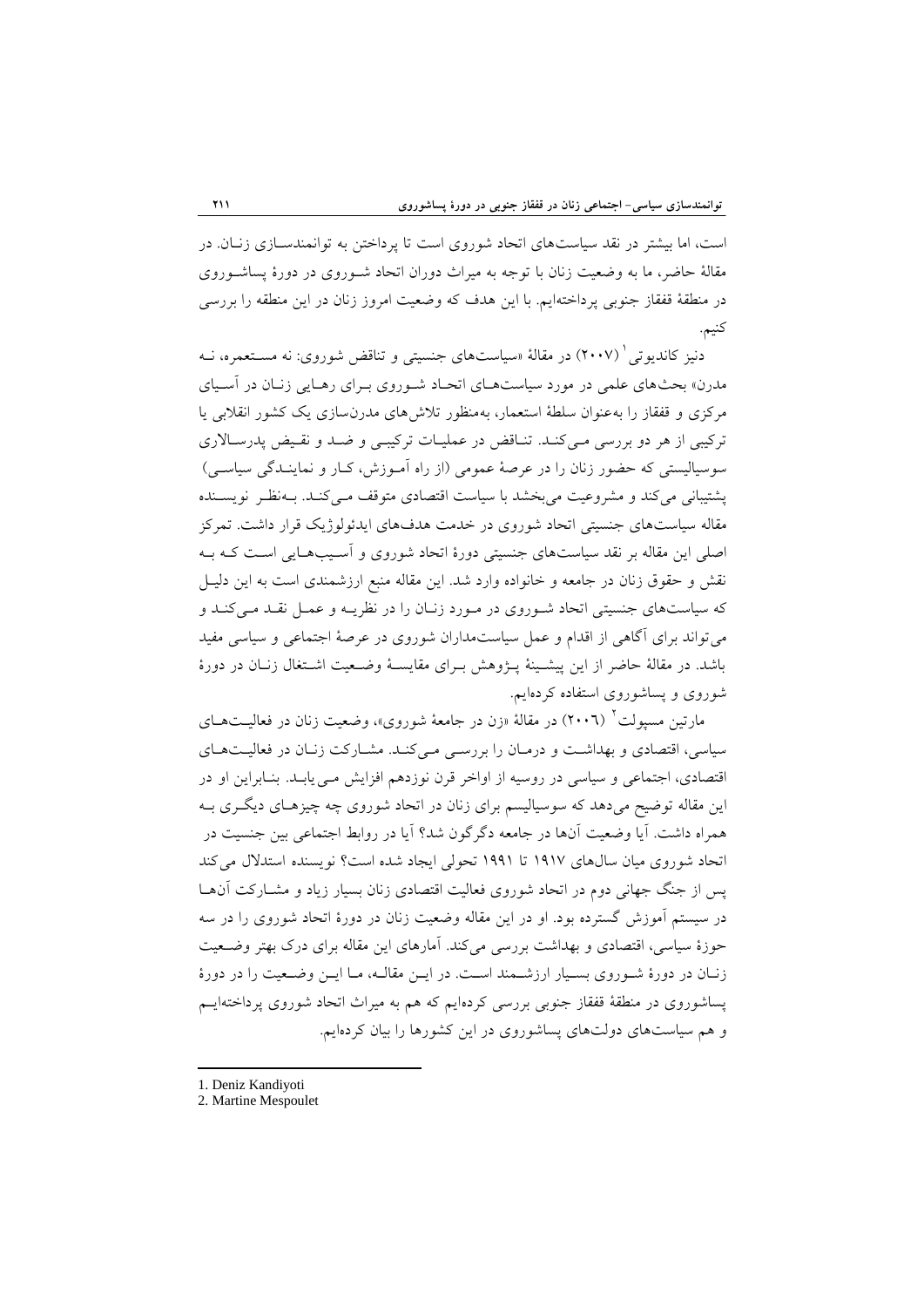است، اما بیشتر در نقد سیاست‌های اتحاد شوروی است تا پرداختن به توانمندسازی زنان. در مقالهٔ حاضر، ما به وضعیت زنان با توجه به میراث دوران اتحاد شوروی در دورهٔ پساشوروی در منطقهٔ قفقاز جنوبی پرداخته‌ایم. با این هدف که وضعیت امروز زنان در این منطقه را بررسی کنیم.

دنیز کاندیوتی[1] (۲۰۰۷) در مقالهٔ «سیاست‌های جنسیتی و تناقض شوروی: نه مستعمره، نه مدرن» بحث‌های علمی در مورد سیاست‌های اتحاد شوروی برای رهایی زنان در آسیای مرکزی و قفقاز را به‌عنوان سلطهٔ استعمار، به‌منظور تلاش‌های مدرن‌سازی یک کشور انقلابی یا ترکیبی از هر دو بررسی می‌کند. تناقض در عملیات ترکیبی و ضد و نقیض پدرسالاری سوسیالیستی که حضور زنان را در عرصهٔ عمومی (از راه آموزش، کار و نمایندگی سیاسی) پشتیبانی می‌کند و مشروعیت می‌بخشد با سیاست اقتصادی متوقف می‌کند. به‌نظر نویسنده مقاله سیاست‌های جنسیتی اتحاد شوروی در خدمت هدف‌های ایدئولوژیک قرار داشت. تمرکز اصلی این مقاله بر نقد سیاست‌های جنسیتی دورهٔ اتحاد شوروی و آسیب‌هایی است که به نقش و حقوق زنان در جامعه و خانواده وارد شد. این مقاله منبع ارزشمندی است به این دلیل که سیاست‌های جنسیتی اتحاد شوروی در مورد زنان را در نظریه و عمل نقد می‌کند و می‌تواند برای آگاهی از اقدام و عمل سیاست‌مداران شوروی در عرصهٔ اجتماعی و سیاسی مفید باشد. در مقالهٔ حاضر از این پیشینهٔ پژوهش برای مقایسهٔ وضعیت اشتغال زنان در دورهٔ شوروی و پساشوروی استفاده کرده‌ایم.

مارتین مسپولت[2] (۲۰۰۶) در مقالهٔ «زن در جامعهٔ شوروی»، وضعیت زنان در فعالیت‌های سیاسی، اقتصادی و بهداشت و درمان را بررسی می‌کند. مشارکت زنان در فعالیت‌های اقتصادی، اجتماعی و سیاسی در روسیه از اواخر قرن نوزدهم افزایش می‌یابد. بنابراین او در این مقاله توضیح می‌دهد که سوسیالیسم برای زنان در اتحاد شوروی چه چیزهای دیگری به همراه داشت. آیا وضعیت آن‌ها در جامعه دگرگون شد؟ آیا در روابط اجتماعی بین جنسیت در اتحاد شوروی میان سال‌های ۱۹۱۷ تا ۱۹۹۱ تحولی ایجاد شده است؟ نویسنده استدلال می‌کند پس از جنگ جهانی دوم در اتحاد شوروی فعالیت اقتصادی زنان بسیار زیاد و مشارکت آن‌ها در سیستم آموزش گسترده بود. او در این مقاله وضعیت زنان در دورهٔ اتحاد شوروی را در سه حوزهٔ سیاسی، اقتصادی و بهداشت بررسی می‌کند. آمارهای این مقاله برای درک بهتر وضعیت زنان در دورهٔ شوروی بسیار ارزشمند است. در این مقاله، ما این وضعیت را در دورهٔ پساشوروی در منطقهٔ قفقاز جنوبی بررسی کرده‌ایم که هم به میراث اتحاد شوروی پرداخته‌ایم و هم سیاست‌های دولت‌های پساشوروی در این کشورها را بیان کرده‌ایم.

---

1. Deniz Kandiyoti
2. Martine Mespoulet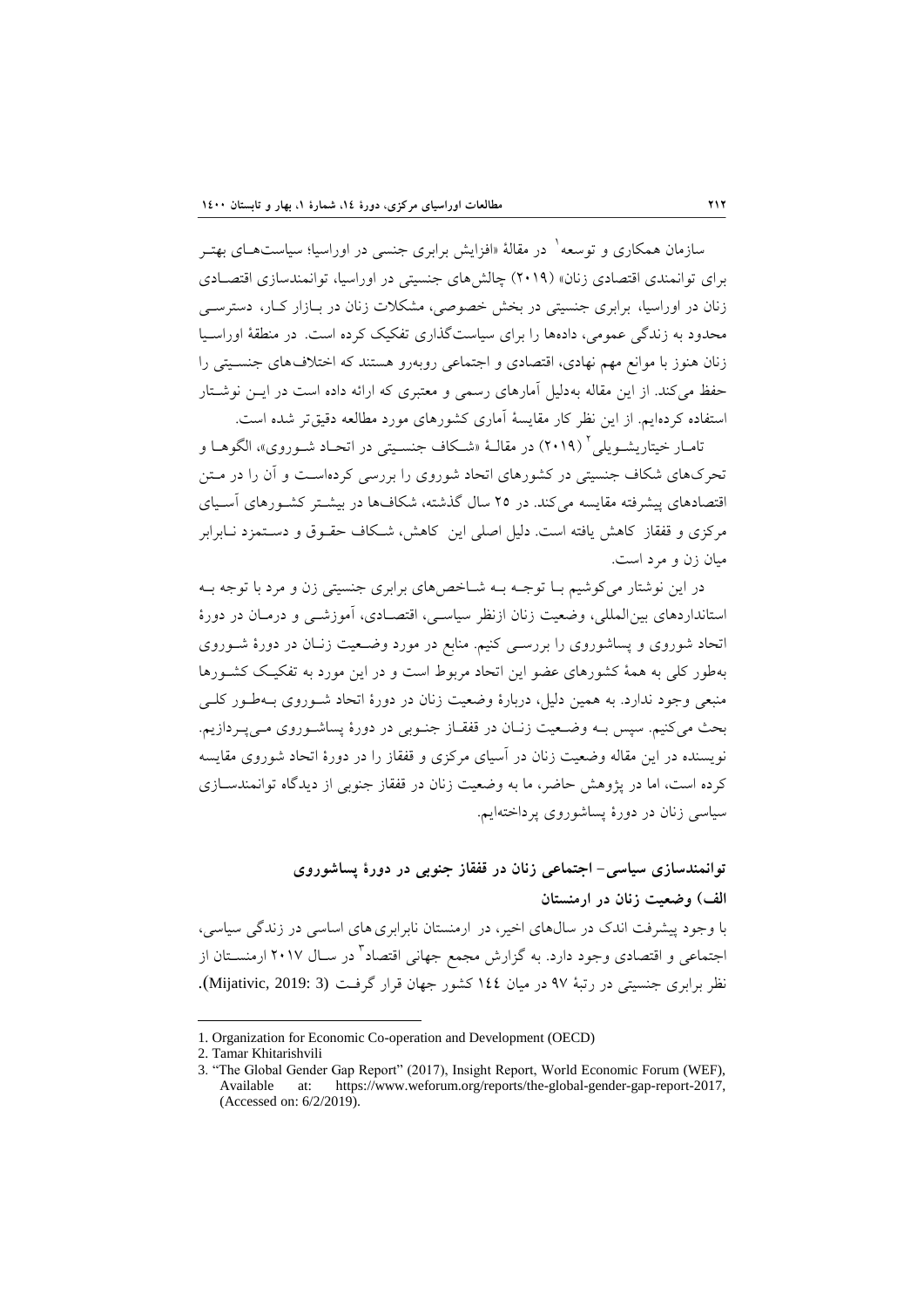سازمان همکاری و توسعه[1] در مقالهٔ «افزایش برابری جنسی در اوراسیا؛ سیاست‌های بهتر برای توانمندی اقتصادی زنان» (۲۰۱۹) چالش‌های جنسیتی در اوراسیا، توانمندسازی اقتصادی زنان در اوراسیا، برابری جنسیتی در بخش خصوصی، مشکلات زنان در بازار کار، دسترسی محدود به زندگی عمومی، داده‌ها را برای سیاست‌گذاری تفکیک کرده است. در منطقهٔ اوراسیا زنان هنوز با موانع مهم نهادی، اقتصادی و اجتماعی روبه‌رو هستند که اختلاف‌های جنسیتی را حفظ می‌کند. از این مقاله به‌دلیل آمارهای رسمی و معتبری که ارائه داده است در این نوشتار استفاده کرده‌ایم. از این نظر کار مقایسهٔ آماری کشورهای مورد مطالعه دقیق‌تر شده است.

تامار خیتاریشویلی[2] (۲۰۱۹) در مقالهٔ «شکاف جنسیتی در اتحاد شوروی»، الگوها و تحرک‌های شکاف جنسیتی در کشورهای اتحاد شوروی را بررسی کرده‌است و آن را در متن اقتصادهای پیشرفته مقایسه می‌کند. در ۲۵ سال گذشته، شکاف‌ها در بیشتر کشورهای آسیای مرکزی و قفقاز کاهش یافته است. دلیل اصلی این کاهش، شکاف حقوق و دستمزد نابرابر میان زن و مرد است.

در این نوشتار می‌کوشیم با توجه به شاخص‌های برابری جنسیتی زن و مرد با توجه به استانداردهای بین‌المللی، وضعیت زنان ازنظر سیاسی، اقتصادی، آموزشی و درمان در دورهٔ اتحاد شوروی و پساشوروی را بررسی کنیم. منابع در مورد وضعیت زنان در دورهٔ شوروی به‌طور کلی به همهٔ کشورهای عضو این اتحاد مربوط است و در این مورد به تفکیک کشورها منبعی وجود ندارد. به همین دلیل، دربارهٔ وضعیت زنان در دورهٔ اتحاد شوروی به‌طور کلی بحث می‌کنیم. سپس به وضعیت زنان در قفقاز جنوبی در دورهٔ پساشوروی می‌پردازیم. نویسنده در این مقاله وضعیت زنان در آسیای مرکزی و قفقاز را در دورهٔ اتحاد شوروی مقایسه کرده است، اما در پژوهش حاضر، ما به وضعیت زنان در قفقاز جنوبی از دیدگاه توانمندسازی سیاسی زنان در دورهٔ پساشوروی پرداخته‌ایم.

## توانمندسازی سیاسی- اجتماعی زنان در قفقاز جنوبی در دورهٔ پساشوروی

### الف) وضعیت زنان در ارمنستان

با وجود پیشرفت اندک در سال‌های اخیر، در ارمنستان نابرابری‌های اساسی در زندگی سیاسی، اجتماعی و اقتصادی وجود دارد. به گزارش مجمع جهانی اقتصاد[3] در سال ۲۰۱۷ ارمنستان از نظر برابری جنسیتی در رتبهٔ ۹۷ در میان ۱۴۴ کشور جهان قرار گرفت **(Mijativic, 2019: 3)**.

---

1. Organization for Economic Co-operation and Development (OECD)
2. Tamar Khitarishvili
3. "The Global Gender Gap Report" (2017), Insight Report, World Economic Forum (WEF), Available at: https://www.weforum.org/reports/the-global-gender-gap-report-2017, (Accessed on: 6/2/2019).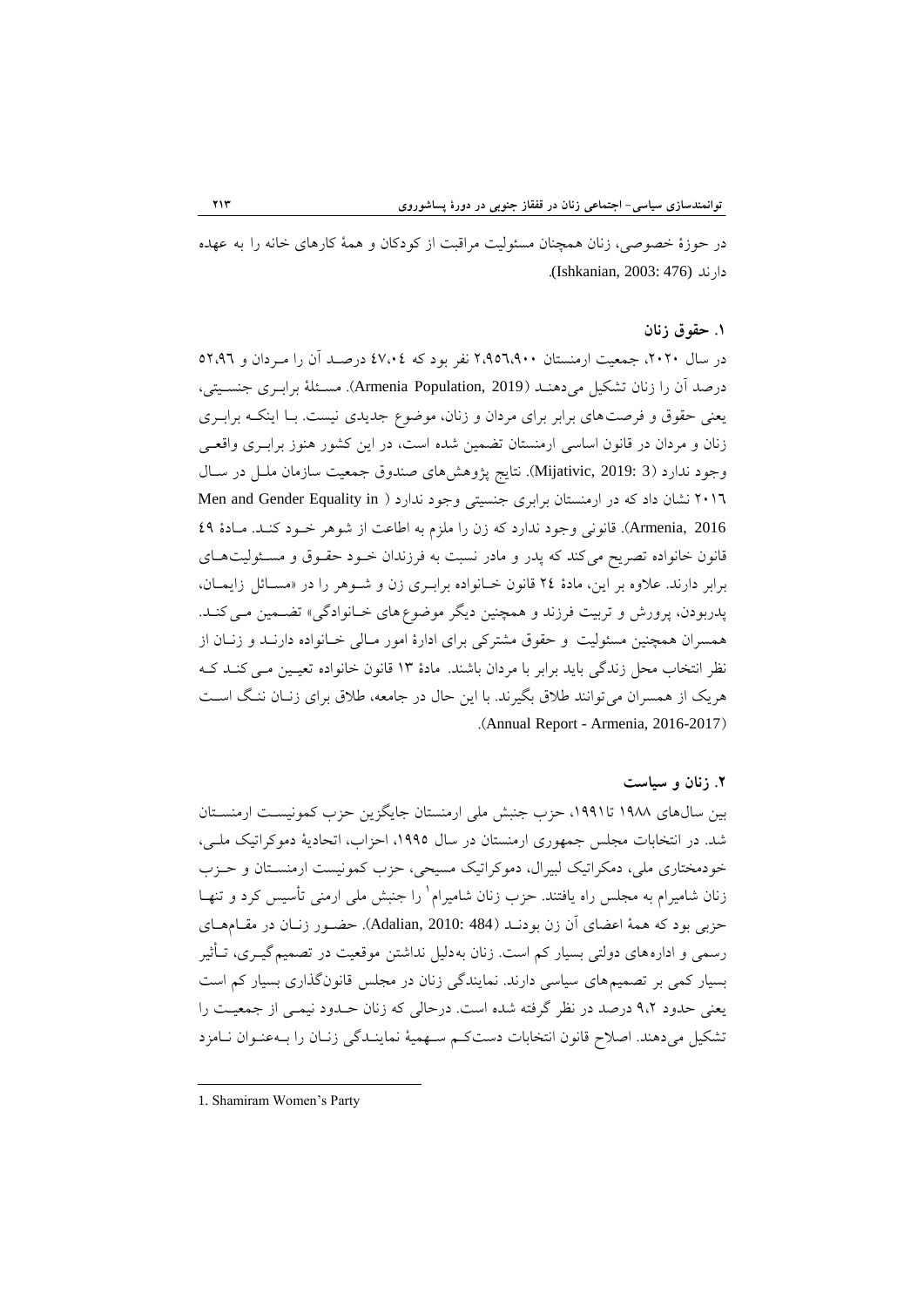در حوزهٔ خصوصی، زنان همچنان مسئولیت مراقبت از کودکان و همهٔ کارهای خانه را به عهده دارند (Ishkanian, 2003: 476).

### ۱. حقوق زنان

در سال ۲۰۲۰، جمعیت ارمنستان ۲،۹۵۶،۹۰۰ نفر بود که ۴۷،۰۴ درصد آن را مردان و ۵۲،۹۶ درصد آن را زنان تشکیل می‌دهند (Armenia Population, 2019). مسئلهٔ برابری جنسیتی، یعنی حقوق و فرصت‌های برابر برای مردان و زنان، موضوع جدیدی نیست. با اینکه برابری زنان و مردان در قانون اساسی ارمنستان تضمین شده است، در این کشور هنوز برابری واقعی وجود ندارد (Mijativic, 2019: 3). نتایج پژوهش‌های صندوق جمعیت سازمان ملل در سال ۲۰۱۶ نشان داد که در ارمنستان برابری جنسیتی وجود ندارد (Men and Gender Equality in Armenia, 2016). قانونی وجود ندارد که زن را ملزم به اطاعت از شوهر خود کند. مادهٔ ۴۹ قانون خانواده تصریح می‌کند که پدر و مادر نسبت به فرزندان خود حقوق و مسئولیت‌های برابر دارند. علاوه بر این، مادهٔ ۲۴ قانون خانواده برابری زن و شوهر را در «مسائل زایمان، پدربودن، پرورش و تربیت فرزند و همچنین دیگر موضوع‌های خانوادگی» تضمین می‌کند. همسران همچنین مسئولیت و حقوق مشترکی برای ادارهٔ امور مالی خانواده دارند و زنان از نظر انتخاب محل زندگی باید برابر با مردان باشند. مادهٔ ۱۳ قانون خانواده تعیین می‌کند که هریک از همسران می‌توانند طلاق بگیرند. با این حال در جامعه، طلاق برای زنان ننگ است (Annual Report - Armenia, 2016-2017).

### ۲. زنان و سیاست

بین سال‌های ۱۹۸۸ تا۱۹۹۱، حزب جنبش ملی ارمنستان جایگزین حزب کمونیست ارمنستان شد. در انتخابات مجلس جمهوری ارمنستان در سال ۱۹۹۵، احزاب، اتحادیهٔ دموکراتیک ملی، خودمختاری ملی، دمکراتیک لیبرال، دموکراتیک مسیحی، حزب کمونیست ارمنستان و حزب زنان شامیرام به مجلس راه یافتند. حزب زنان شامیرام[1] را جنبش ملی ارمنی تأسیس کرد و تنها حزبی بود که همهٔ اعضای آن زن بودند (Adalian, 2010: 484). حضور زنان در مقام‌های رسمی و اداره‌های دولتی بسیار کم است. زنان به‌دلیل نداشتن موقعیت در تصمیم‌گیری، تأثیر بسیار کمی بر تصمیم‌های سیاسی دارند. نمایندگی زنان در مجلس قانون‌گذاری بسیار کم است یعنی حدود ۹،۲ درصد در نظر گرفته شده است. درحالی که زنان حدود نیمی از جمعیت را تشکیل می‌دهند. اصلاح قانون انتخابات دست‌کم سهمیهٔ نمایندگی زنان را به‌عنوان نامزد

---

1. Shamiram Women's Party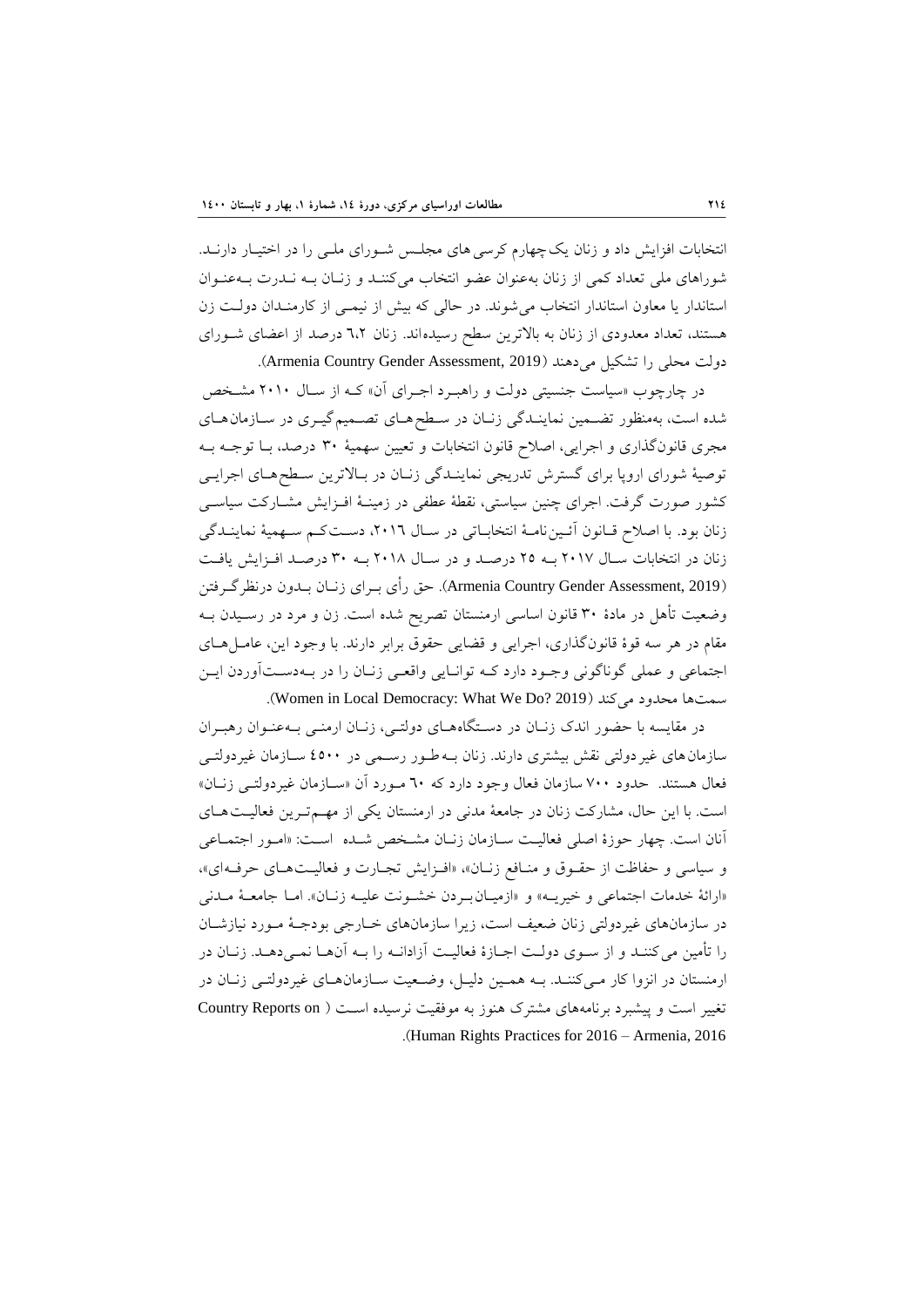انتخابات افزایش داد و زنان یک‌چهارم کرسی های مجلس شورای ملی را در اختیار دارند. شوراهای ملی تعداد کمی از زنان به‌عنوان عضو انتخاب می‌کنند و زنان به ندرت به‌عنوان استاندار یا معاون استاندار انتخاب می‌شوند. در حالی که بیش از نیمی از کارمندان دولت زن هستند، تعداد معدودی از زنان به بالاترین سطح رسیده‌اند. زنان ٦،٢ درصد از اعضای شورای دولت محلی را تشکیل می‌دهند (Armenia Country Gender Assessment, 2019).

در چارچوب «سیاست جنسیتی دولت و راهبرد اجرای آن» که از سال ٢٠١٠ مشخص شده است، به‌منظور تضمین نمایندگی زنان در سطح‌های تصمیم‌گیری در سازمان‌های مجری قانون‌گذاری و اجرایی، اصلاح قانون انتخابات و تعیین سهمیهٔ ٣٠ درصد، با توجه به توصیهٔ شورای اروپا برای گسترش تدریجی نمایندگی زنان در بالاترین سطح‌های اجرایی کشور صورت گرفت. اجرای چنین سیاستی، نقطهٔ عطفی در زمینهٔ افزایش مشارکت سیاسی زنان بود. با اصلاح قانون آئین‌نامهٔ انتخاباتی در سال ٢٠١٦، دست‌کم سهمیهٔ نمایندگی زنان در انتخابات سال ٢٠١٧ به ٢٥ درصد و در سال ٢٠١٨ به ٣٠ درصد افزایش یافت (Armenia Country Gender Assessment, 2019). حق رأی برای زنان بدون درنظرگرفتن وضعیت تأهل در مادهٔ ٣٠ قانون اساسی ارمنستان تصریح شده است. زن و مرد در رسیدن به مقام در هر سه قوهٔ قانون‌گذاری، اجرایی و قضایی حقوق برابر دارند. با وجود این، عامل‌های اجتماعی و عملی گوناگونی وجود دارد که توانایی واقعی زنان را در به‌دست‌آوردن این سمت‌ها محدود می‌کند (Women in Local Democracy: What We Do? 2019).

در مقایسه با حضور اندک زنان در دستگاه‌های دولتی، زنان ارمنی به‌عنوان رهبران سازمان‌های غیر دولتی نقش بیشتری دارند. زنان به‌طور رسمی در ٤٥٠٠ سازمان غیردولتی فعال هستند. حدود ٧٠٠ سازمان فعال وجود دارد که ٦٠ مورد آن «سازمان غیردولتی زنان» است. با این حال، مشارکت زنان در جامعهٔ مدنی در ارمنستان یکی از مهم‌ترین فعالیت‌های آنان است. چهار حوزهٔ اصلی فعالیت سازمان زنان مشخص شده است: «امور اجتماعی و سیاسی و حفاظت از حقوق و منافع زنان»، «افزایش تجارت و فعالیت‌های حرفه‌ای»، «ارائهٔ خدمات اجتماعی و خیریه» و «ازمیان‌بردن خشونت علیه زنان». اما جامعهٔ مدنی در سازمان‌های غیردولتی زنان ضعیف است، زیرا سازمان‌های خارجی بودجهٔ مورد نیازشان را تأمین می‌کنند و از سوی دولت اجازهٔ فعالیت آزادانه را به آن‌ها نمی‌دهد. زنان در ارمنستان در انزوا کار می‌کنند. به همین دلیل، وضعیت سازمان‌های غیردولتی زنان در تغییر است و پیشبرد برنامه‌های مشترک هنوز به موفقیت نرسیده است (Country Reports on Human Rights Practices for 2016 – Armenia, 2016).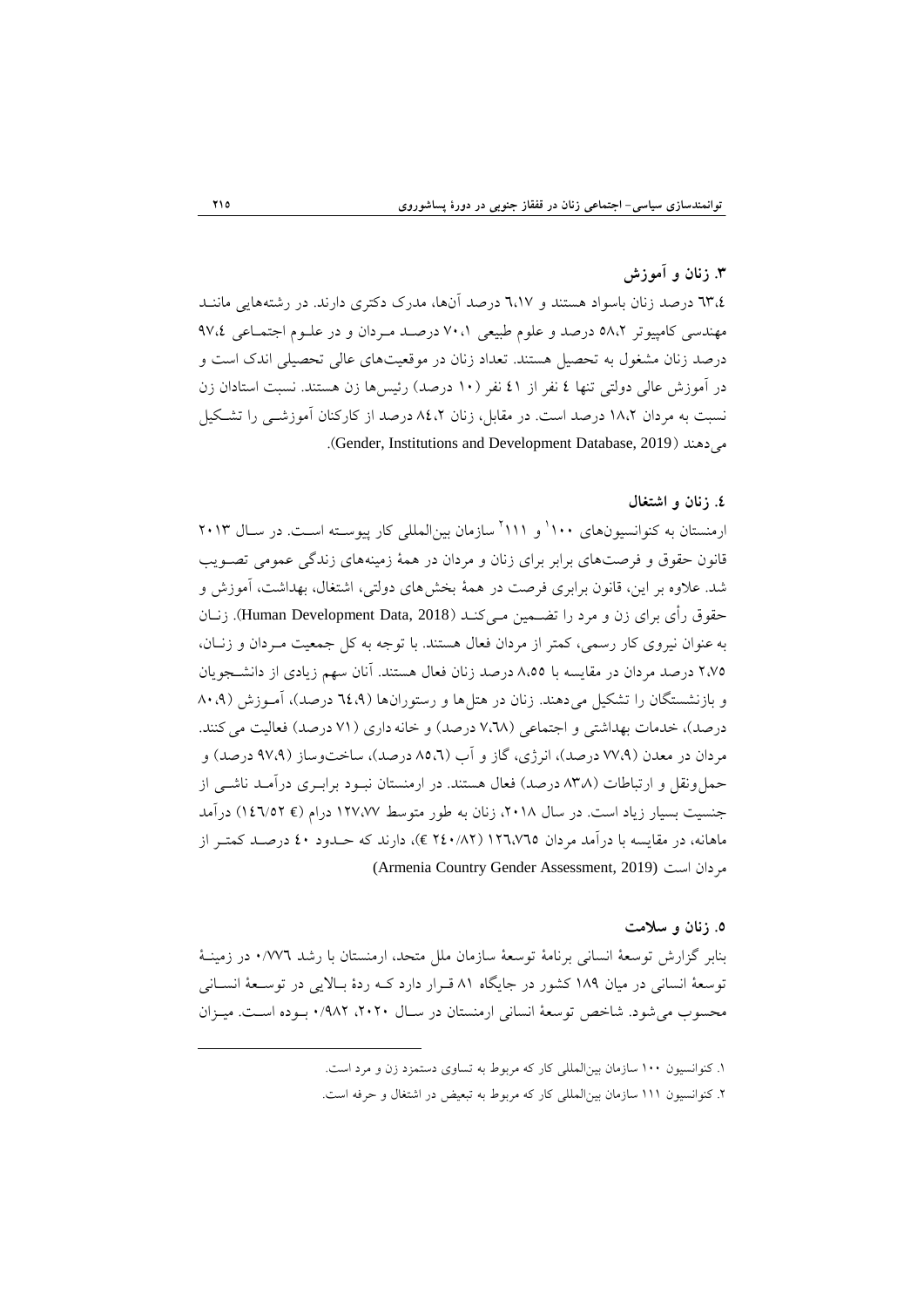### ۳. زنان و آموزش

٦۳،٤ درصد زنان باسواد هستند و ٦،۱۷ درصد آن‌ها، مدرک دکتری دارند. در رشته‌هایی مانند مهندسی کامپیوتر ٥٨،۲ درصد و علوم طبیعی ۷۰،۱ درصد مردان و در علوم اجتماعی ۹۷،٤ درصد زنان مشغول به تحصیل هستند. تعداد زنان در موقعیت‌های عالی تحصیلی اندک است و در آموزش عالی دولتی تنها ٤ نفر از ٤۱ نفر (۱۰ درصد) رئیس‌ها زن هستند. نسبت استادان زن نسبت به مردان ۱۸،۲ درصد است. در مقابل، زنان ٨٤،۲ درصد از کارکنان آموزشی را تشکیل می‌دهند (Gender, Institutions and Development Database, 2019).

### ٤. زنان و اشتغال

ارمنستان به کنوانسیون‌های ۱۰۰[1] و ۱۱۱[2] سازمان بین‌المللی کار پیوسته است. در سال ۲۰۱۳ قانون حقوق و فرصت‌های برابر برای زنان و مردان در همهٔ زمینه‌های زندگی عمومی تصویب شد. علاوه بر این، قانون برابری فرصت در همهٔ بخش‌های دولتی، اشتغال، بهداشت، آموزش و حقوق رأی برای زن و مرد را تضمین می‌کند (Human Development Data, 2018). زنان به عنوان نیروی کار رسمی، کمتر از مردان فعال هستند. با توجه به کل جمعیت مردان و زنان، ۲،۷٥ درصد مردان در مقایسه با ٨،٥٥ درصد زنان فعال هستند. آنان سهم زیادی از دانشجویان و بازنشستگان را تشکیل می‌دهند. زنان در هتل‌ها و رستوران‌ها (٦٤،۹ درصد)، آموزش (٨۰،۹ درصد)، خدمات بهداشتی و اجتماعی (۷،٦٨ درصد) و خانه داری (۷۱ درصد) فعالیت می کنند. مردان در معدن (۷۷،۹ درصد)، انرژی، گاز و آب (٨٥،٦ درصد)، ساخت‌وساز (۹۷،۹ درصد) و حمل‌ونقل و ارتباطات (٨۳،٨ درصد) فعال هستند. در ارمنستان نبود برابری درآمد ناشی از جنسیت بسیار زیاد است. در سال ۲۰۱۸، زنان به طور متوسط ۱۲۷،۷۷ درام (١٤٦/٥٢ €) درآمد ماهانه، در مقایسه با درآمد مردان ۱۲٦،۷٦٥ (٢٤٠/٨٢ €)، دارند که حدود ٤۰ درصد کمتر از مردان است (Armenia Country Gender Assessment, 2019)

### ٥. زنان و سلامت

بنابر گزارش توسعهٔ انسانی برنامهٔ توسعهٔ سازمان ملل متحد، ارمنستان با رشد ۰/۷۷٦ در زمینهٔ توسعهٔ انسانی در میان ۱۸۹ کشور در جایگاه ٨۱ قرار دارد که ردهٔ بالایی در توسعهٔ انسانی محسوب می‌شود. شاخص توسعهٔ انسانی ارمنستان در سال ۲۰۲۰، ۰/۹٨۲ بوده است. میزان

---

۱. کنوانسیون ۱۰۰ سازمان بین‌المللی کار که مربوط به تساوی دستمزد زن و مرد است.

۲. کنوانسیون ۱۱۱ سازمان بین‌المللی کار که مربوط به تبعیض در اشتغال و حرفه است.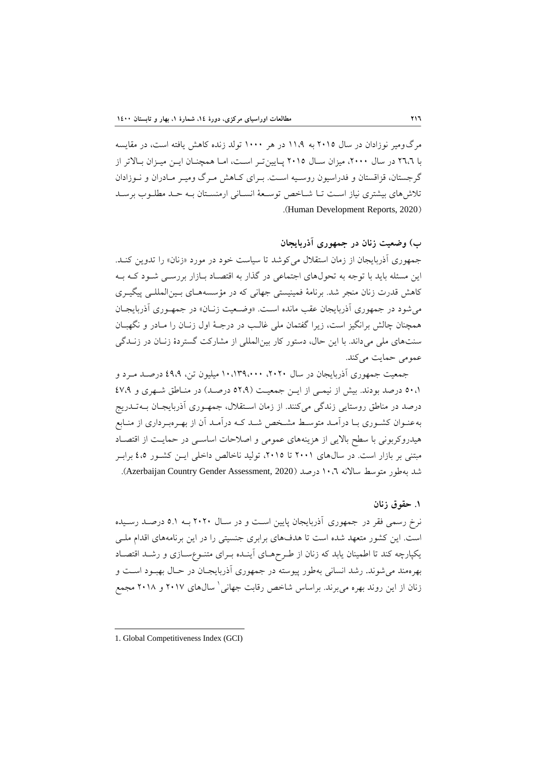مرگ‌ومیر نوزادان در سال ۲۰۱۵ به ۱۱،۹ در هر ۱۰۰۰ تولد زنده کاهش یافته است، در مقایسه با ۲۶،۶ در سال ۲۰۰۰، میزان سال ۲۰۱۵ پایین‌تر است، اما همچنان این میزان بالاتر از گرجستان، قزاقستان و فدراسیون روسیه است. برای کاهش مرگ ومیر مادران و نوزادان تلاش‌های بیشتری نیاز است تا شاخص توسعهٔ انسانی ارمنستان به حد مطلوب برسد (Human Development Reports, 2020).

### ب) وضعیت زنان در جمهوری آذربایجان

جمهوری آذربایجان از زمان استقلال می‌کوشد تا سیاست خود در مورد «زنان» را تدوین کند. این مسئله باید با توجه به تحول‌های اجتماعی در گذار به اقتصاد بازار بررسی شود که به کاهش قدرت زنان منجر شد. برنامهٔ فمینیستی جهانی که در مؤسسه‌های بین‌المللی پیگیری می‌شود در جمهوری آذربایجان عقب مانده است. «وضعیت زنان» در جمهوری آذربایجان همچنان چالش برانگیز است، زیرا گفتمان ملی غالب در درجهٔ اول زنان را مادر و نگهبان سنت‌های ملی می‌داند. با این حال، دستور کار بین‌المللی از مشارکت گستردهٔ زنان در زندگی عمومی حمایت می‌کند.

جمعیت جمهوری آذربایجان در سال ۲۰۲۰، ۱۰،۱۳۹،۰۰۰ میلیون تن، ۴۹،۹ درصد مرد و ۵۰،۱ درصد بودند. بیش از نیمی از این جمعیت (۵۲،۹ درصد) در مناطق شهری و ۴۷،۹ درصد در مناطق روستایی زندگی می‌کنند. از زمان استقلال، جمهوری آذربایجان به‌تدریج به‌عنوان کشوری با درآمد متوسط مشخص شد که درآمد آن از بهره‌برداری از منابع هیدروکربونی با سطح بالایی از هزینه‌های عمومی و اصلاحات اساسی در حمایت از اقتصاد مبتنی بر بازار است. در سال‌های ۲۰۰۱ تا ۲۰۱۵، تولید ناخالص داخلی این کشور ۴،۵ برابر شد به‌طور متوسط سالانه ۱۰،۶ درصد (Azerbaijan Country Gender Assessment, 2020).

#### ۱. حقوق زنان

نرخ رسمی فقر در جمهوری آذربایجان پایین است و در سال ۲۰۲۰ به ۵.۱ درصد رسیده است. این کشور متعهد شده است تا هدف‌های برابری جنسیتی را در این برنامه‌های اقدام ملی یکپارچه کند تا اطمینان یابد که زنان از طرح‌های آینده برای متنوع‌سازی و رشد اقتصاد بهره‌مند می‌شوند. رشد انسانی به‌طور پیوسته در جمهوری آذربایجان در حال بهبود است و زنان از این روند بهره می‌برند. براساس شاخص رقابت جهانی[1] سال‌های ۲۰۱۷ و ۲۰۱۸ مجمع

---

1. Global Competitiveness Index (GCI)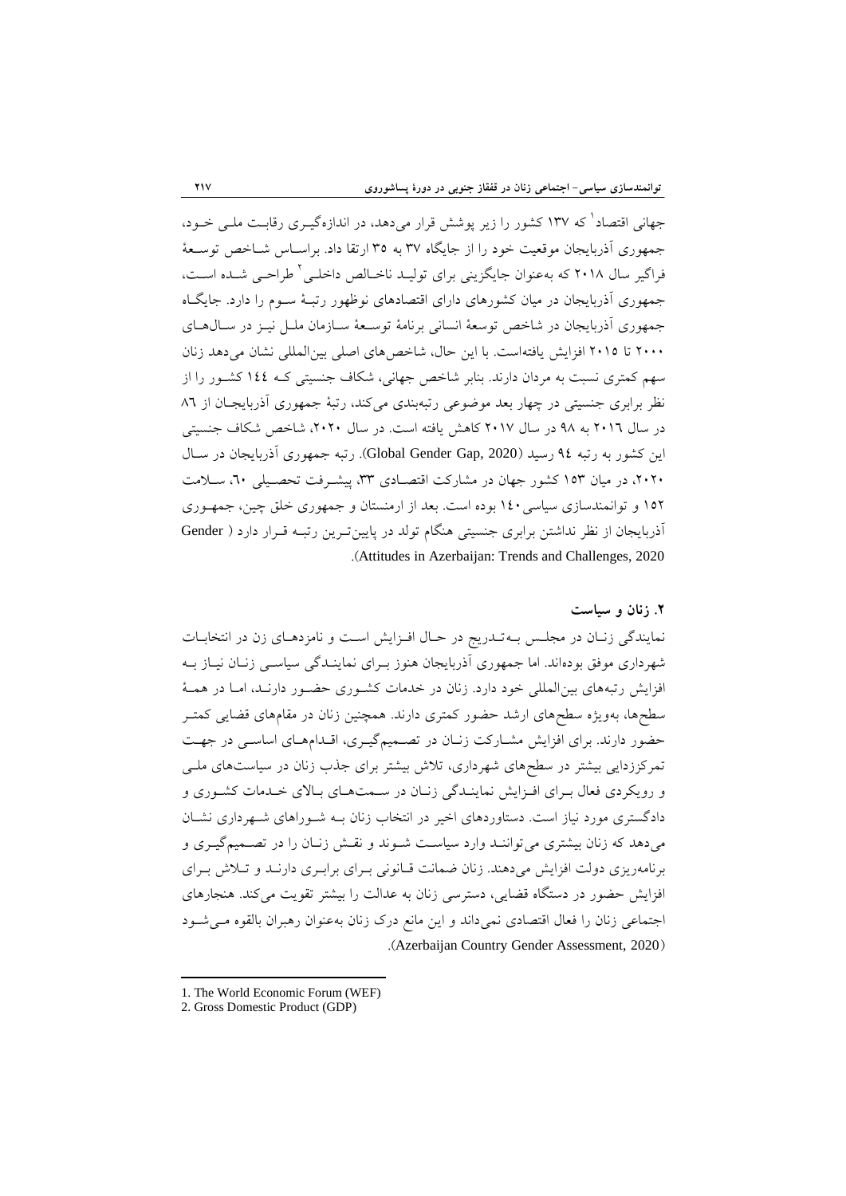جهانی اقتصاد[1] که ۱۳۷ کشور را زیر پوشش قرار می‌دهد، در اندازه‌گیری رقابت ملی خود، جمهوری آذربایجان موقعیت خود را از جایگاه ۳۷ به ۳۵ ارتقا داد. براساس شاخص توسعهٔ فراگیر سال ۲۰۱۸ که به‌عنوان جایگزینی برای تولید ناخالص داخلی[2] طراحی شده است، جمهوری آذربایجان در میان کشورهای دارای اقتصادهای نوظهور رتبهٔ سوم را دارد. جایگاه جمهوری آذربایجان در شاخص توسعهٔ انسانی برنامهٔ توسعهٔ سازمان ملل نیز در سال‌های ۲۰۰۰ تا ۲۰۱۵ افزایش یافته‌است. با این حال، شاخص‌های اصلی بین‌المللی نشان می‌دهد زنان سهم کمتری نسبت به مردان دارند. بنابر شاخص جهانی، شکاف جنسیتی که ۱٤٤ کشور را از نظر برابری جنسیتی در چهار بعد موضوعی رتبه‌بندی می‌کند، رتبهٔ جمهوری آذربایجان از ۸٦ در سال ۲۰۱٦ به ۹۸ در سال ۲۰۱۷ کاهش یافته است. در سال ۲۰۲۰، شاخص شکاف جنسیتی این کشور به رتبه ۹٤ رسید (Global Gender Gap, 2020). رتبه جمهوری آذربایجان در سال ۲۰۲۰، در میان ۱۵۳ کشور جهان در مشارکت اقتصادی ۳۳، پیشرفت تحصیلی ٦۰، سلامت ۱۵۲ و توانمندسازی سیاسی ۱٤۰ بوده است. بعد از ارمنستان و جمهوری خلق چین، جمهوری آذربایجان از نظر نداشتن برابری جنسیتی هنگام تولد در پایین‌ترین رتبه قرار دارد (Gender Attitudes in Azerbaijan: Trends and Challenges, 2020).

## ۲. زنان و سیاست

نمایندگی زنان در مجلس به‌تدریج در حال افزایش است و نامزدهای زن در انتخابات شهرداری موفق بوده‌اند. اما جمهوری آذربایجان هنوز برای نمایندگی سیاسی زنان نیاز به افزایش رتبه‌های بین‌المللی خود دارد. زنان در خدمات کشوری حضور دارند، اما در همهٔ سطح‌ها، به‌ویژه سطح‌های ارشد حضور کمتری دارند. همچنین زنان در مقام‌های قضایی کمتر حضور دارند. برای افزایش مشارکت زنان در تصمیم‌گیری، اقدام‌های اساسی در جهت تمرکززدایی بیشتر در سطح‌های شهرداری، تلاش بیشتر برای جذب زنان در سیاست‌های ملی و رویکردی فعال برای افزایش نمایندگی زنان در سمت‌های بالای خدمات کشوری و دادگستری مورد نیاز است. دستاوردهای اخیر در انتخاب زنان به شوراهای شهرداری نشان می‌دهد که زنان بیشتری می‌توانند وارد سیاست شوند و نقش زنان را در تصمیم‌گیری و برنامه‌ریزی دولت افزایش می‌دهند. زنان ضمانت قانونی برای برابری دارند و تلاش برای افزایش حضور در دستگاه قضایی، دسترسی زنان به عدالت را بیشتر تقویت می‌کند. هنجارهای اجتماعی زنان را فعال اقتصادی نمی‌داند و این مانع درک زنان به‌عنوان رهبران بالقوه می‌شود (Azerbaijan Country Gender Assessment, 2020).

---

[1] The World Economic Forum (WEF)

[2] Gross Domestic Product (GDP)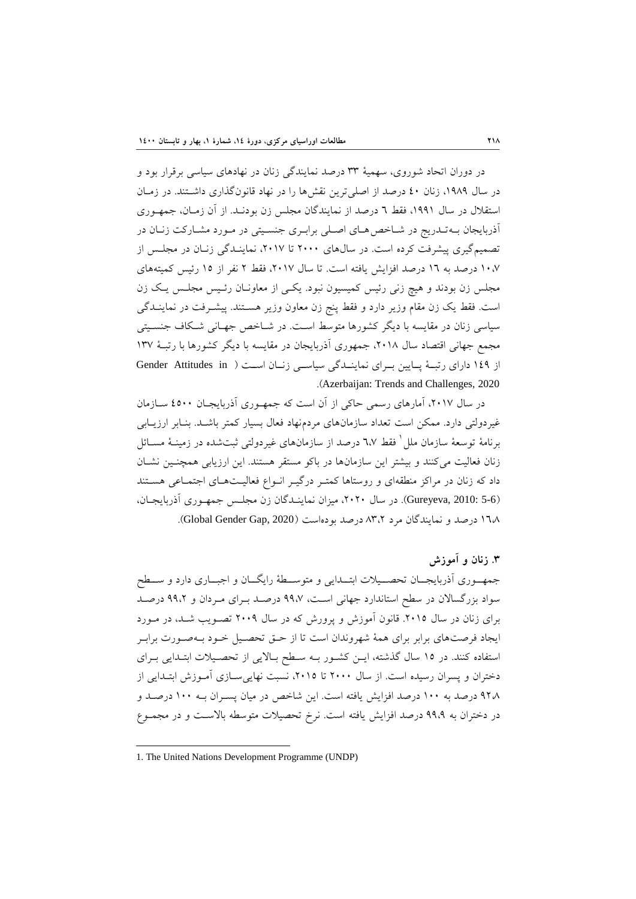در دوران اتحاد شوروی، سهمیهٔ ۳۳ درصد نمایندگی زنان در نهادهای سیاسی برقرار بود و در سال ۱۹۸۹، زنان ٤٠ درصد از اصلی‌ترین نقش‌ها را در نهاد قانون‌گذاری داشتند. در زمان استقلال در سال ۱۹۹۱، فقط ٦ درصد از نمایندگان مجلس زن بودند. از آن زمان، جمهوری آذربایجان به‌تدریج در شاخص‌های اصلی برابری جنسیتی در مورد مشارکت زنان در تصمیم‌گیری پیشرفت کرده است. در سال‌های ۲۰۰۰ تا ۲۰۱۷، نمایندگی زنان در مجلس از ۱۰،۷ درصد به ١٦ درصد افزایش یافته است. تا سال ۲۰۱۷، فقط ۲ نفر از ۱۵ رئیس کمیته‌های مجلس زن بودند و هیچ زنی رئیس کمیسیون نبود. یکی از معاونان رئیس مجلس یک زن است. فقط یک زن مقام وزیر دارد و فقط پنج زن معاون وزیر هستند. پیشرفت در نمایندگی سیاسی زنان در مقایسه با دیگر کشورها متوسط است. در شاخص جهانی شکاف جنسیتی مجمع جهانی اقتصاد سال ۲۰۱۸، جمهوری آذربایجان در مقایسه با دیگر کشورها با رتبهٔ ۱۳۷ از ١٤٩ دارای رتبهٔ پایین برای نمایندگی سیاسی زنان است (Gender Attitudes in Azerbaijan: Trends and Challenges, 2020).

در سال ۲۰۱۷، آمارهای رسمی حاکی از آن است که جمهوری آذربایجان ٤٥٠٠ سازمان غیردولتی دارد. ممکن است تعداد سازمان‌های مردم‌نهاد فعال بسیار کمتر باشد. بنابر ارزیابی برنامهٔ توسعهٔ سازمان ملل[1] فقط ٦،٧ درصد از سازمان‌های غیردولتی ثبت‌شده در زمینهٔ مسائل زنان فعالیت می‌کنند و بیشتر این سازمان‌ها در باکو مستقر هستند. این ارزیابی همچنین نشان داد که زنان در مراکز منطقه‌ای و روستاها کمتر درگیر انواع فعالیت‌های اجتماعی هستند (Gureyeva, 2010: 5-6). در سال ۲۰۲۰، میزان نمایندگان زن مجلس جمهوری آذربایجان، ١٦،٨ درصد و نمایندگان مرد ۸۳،۲ درصد بوده‌است (Global Gender Gap, 2020).

## ۳. زنان و آموزش

جمهوری آذربایجان تحصیلات ابتدایی و متوسطهٔ رایگان و اجباری دارد و سطح سواد بزرگسالان در سطح استاندارد جهانی است، ۹۹،۷ درصد برای مردان و ۹۹،۲ درصد برای زنان در سال ۲۰۱۵. قانون آموزش و پرورش که در سال ۲۰۰۹ تصویب شد، در مورد ایجاد فرصت‌های برابر برای همهٔ شهروندان است تا از حق تحصیل خود به‌صورت برابر استفاده کنند. در ۱۵ سال گذشته، این کشور به سطح بالایی از تحصیلات ابتدایی برای دختران و پسران رسیده است. از سال ۲۰۰۰ تا ۲۰۱۵، نسبت نهایی‌سازی آموزش ابتدایی از ۹۲،۸ درصد به ۱۰۰ درصد افزایش یافته است. این شاخص در میان پسران به ۱۰۰ درصد و در دختران به ۹۹،۹ درصد افزایش یافته است. نرخ تحصیلات متوسطه بالاست و در مجموع

---

1. The United Nations Development Programme (UNDP)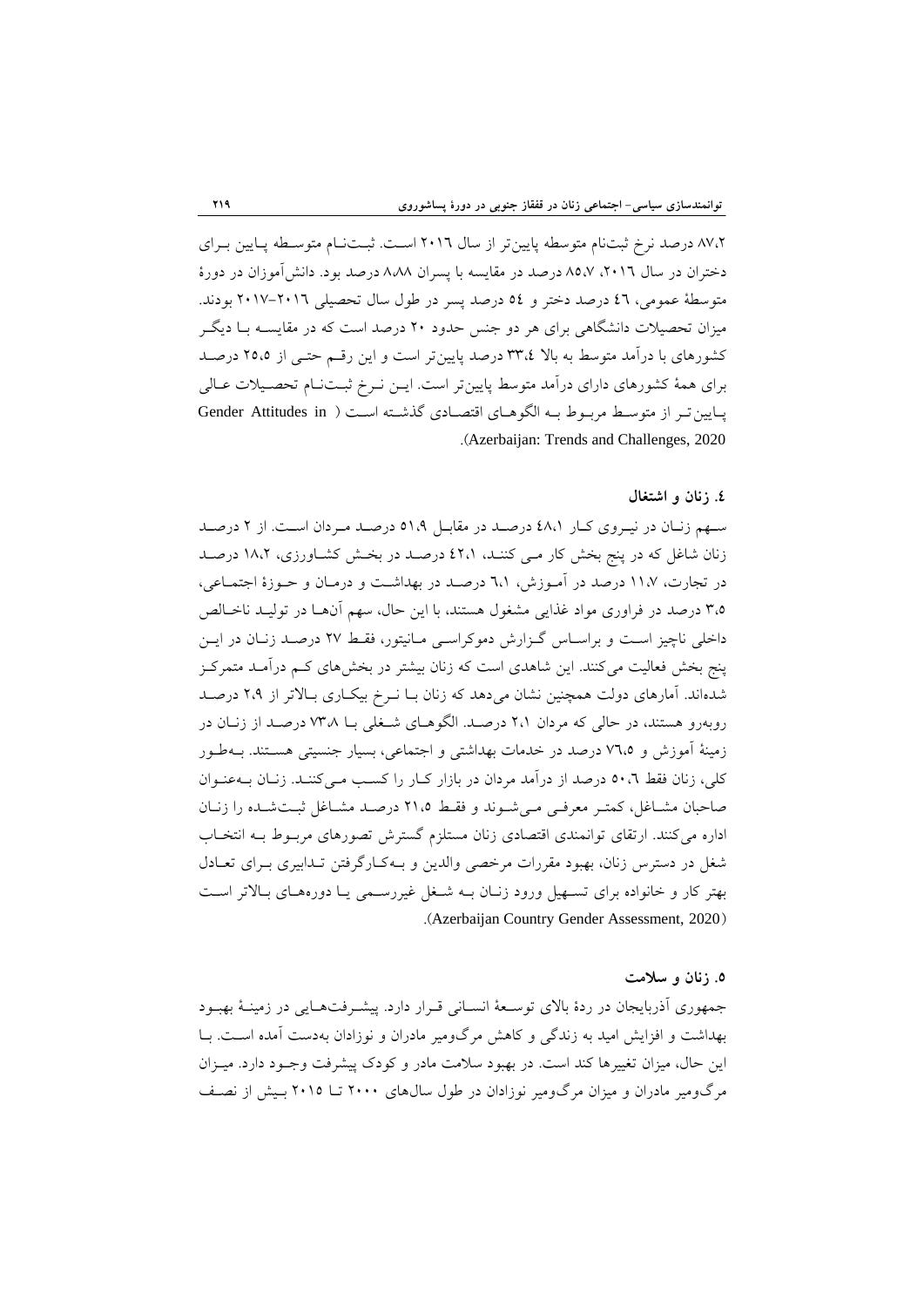۸۷،۲ درصد نرخ ثبت‌نام متوسطه پایین‌تر از سال ۲۰۱۶ است. ثبت‌نام متوسطه پایین برای دختران در سال ۲۰۱۶، ۸۵،۷ درصد در مقایسه با پسران ۸،۸۸ درصد بود. دانش‌آموزان در دورهٔ متوسطهٔ عمومی، ٤٦ درصد دختر و ٥٤ درصد پسر در طول سال تحصیلی ۲۰۱٦-۲۰۱۷ بودند. میزان تحصیلات دانشگاهی برای هر دو جنس حدود ۲۰ درصد است که در مقایسه با دیگر کشورهای با درآمد متوسط به بالا ۳۳،٤ درصد پایین‌تر است و این رقم حتی از ۲٥،٥ درصد برای همهٔ کشورهای دارای درآمد متوسط پایین‌تر است. این نرخ ثبت‌نام تحصیلات عالی پایین‌تر از متوسط مربوط به الگوهای اقتصادی گذشته است (Gender Attitudes in Azerbaijan: Trends and Challenges, 2020).

### ٤. زنان و اشتغال

سهم زنان در نیروی کار ٤۸،۱ درصد در مقابل ٥۱،۹ درصد مردان است. از ۲ درصد زنان شاغل که در پنج بخش کار می کنند، ٤۲،۱ درصد در بخش کشاورزی، ۱۸،۲ درصد در تجارت، ۱۱،۷ درصد در آموزش، ٦،۱ درصد در بهداشت و درمان و حوزهٔ اجتماعی، ۳،٥ درصد در فراوری مواد غذایی مشغول هستند، با این حال، سهم آن‌ها در تولید ناخالص داخلی ناچیز است و براساس گزارش دموکراسی مانیتور، فقط ۲۷ درصد زنان در این پنج بخش فعالیت می‌کنند. این شاهدی است که زنان بیشتر در بخش‌های کم درآمد متمرکز شده‌اند. آمارهای دولت همچنین نشان می‌دهد که زنان با نرخ بیکاری بالاتر از ۲،۹ درصد روبه‌رو هستند، در حالی که مردان ۲،۱ درصد. الگوهای شغلی با ۷۳،۸ درصد از زنان در زمینهٔ آموزش و ۷٦،٥ درصد در خدمات بهداشتی و اجتماعی، بسیار جنسیتی هستند. به‌طور کلی، زنان فقط ٥۰،٦ درصد از درآمد مردان در بازار کار را کسب می‌کنند. زنان به‌عنوان صاحبان مشاغل، کمتر معرفی می‌شوند و فقط ۲۱،٥ درصد مشاغل ثبت‌شده را زنان اداره می‌کنند. ارتقای توانمندی اقتصادی زنان مستلزم گسترش تصورهای مربوط به انتخاب شغل در دسترس زنان، بهبود مقررات مرخصی والدین و به‌کارگرفتن تدابیری برای تعادل بهتر کار و خانواده برای تسهیل ورود زنان به شغل غیررسمی یا دوره‌های بالاتر است (Azerbaijan Country Gender Assessment, 2020).

### ٥. زنان و سلامت

جمهوری آذربایجان در ردهٔ بالای توسعهٔ انسانی قرار دارد. پیشرفت‌هایی در زمینهٔ بهبود بهداشت و افزایش امید به زندگی و کاهش مرگ‌ومیر مادران و نوزادان به‌دست آمده است. با این حال، میزان تغییرها کند است. در بهبود سلامت مادر و کودک پیشرفت وجود دارد. میزان مرگ‌ومیر مادران و میزان مرگ‌ومیر نوزادان در طول سال‌های ۲۰۰۰ تا ۲۰۱٥ بیش از نصف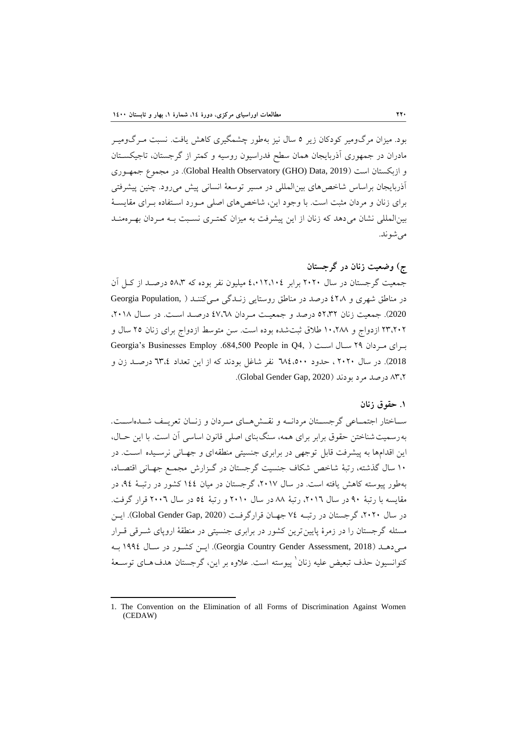بود. میزان مرگ‌ومیر کودکان زیر ۵ سال نیز به‌طور چشمگیری کاهش یافت. نسبت مرگ‌ومیر مادران در جمهوری آذربایجان همان سطح فدراسیون روسیه و کمتر از گرجستان، تاجیکستان و ازبکستان است (Global Health Observatory (GHO) Data, 2019). در مجموع جمهوری آذربایجان براساس شاخص‌های بین‌المللی در مسیر توسعهٔ انسانی پیش می‌رود. چنین پیشرفتی برای زنان و مردان مثبت است. با وجود این، شاخص‌های اصلی مورد استفاده برای مقایسهٔ بین‌المللی نشان می‌دهد که زنان از این پیشرفت به میزان کمتری نسبت به مردان بهره‌مند می‌شوند.

## ج) وضعیت زنان در گرجستان

جمعیت گرجستان در سال ۲۰۲۰ برابر ٤،۰۱۲،۱۰٤ میلیون نفر بوده که ٥٨،٣ درصد از کل آن در مناطق شهری و ٤٢،٨ درصد در مناطق روستایی زندگی می‌کنند (Georgia Population, 2020). جمعیت زنان ٥٢،٣٢ درصد و جمعیت مردان ٤٧،٦٨ درصد است. در سال ۲۰۱۸، ۲۳،۲۰۲ ازدواج و ۱۰،۲۸۸ طلاق ثبت‌شده بوده است. سن متوسط ازدواج برای زنان ۲۵ سال و برای مردان ۲۹ سال است (Georgia's Businesses Employ .684,500 People in Q4, 2018). در سال ۲۰۲۰ ، حدود ٦٨٤،٥٠٠ نفر شاغل بودند که از این تعداد ٦٣،٤ درصد زن و ٨٣،٢ درصد مرد بودند (Global Gender Gap, 2020).

### ۱. حقوق زنان

ساختار اجتماعی گرجستان مردانه و نقش‌های مردان و زنان تعریف شده‌است. به‌رسمیت‌شناختن حقوق برابر برای همه، سنگ‌بنای اصلی قانون اساسی آن است. با این حال، این اقدام‌ها به پیشرفت قابل توجهی در برابری جنسیتی منطقه‌ای و جهانی نرسیده است. در ۱۰ سال گذشته، رتبهٔ شاخص شکاف جنسیت گرجستان در گزارش مجمع جهانی اقتصاد، به‌طور پیوسته کاهش یافته است. در سال ۲۰۱۷، گرجستان در میان ١٤٤ کشور در رتبهٔ ٩٤، در مقایسه با رتبهٔ ۹۰ در سال ۲۰۱٦، رتبهٔ ۸۸ در سال ۲۰۱۰ و رتبهٔ ٥٤ در سال ۲۰۰٦ قرار گرفت. در سال ۲۰۲۰، گرجستان در رتبه ٧٤ جهان قرارگرفت (Global Gender Gap, 2020). این مسئله گرجستان را در زمرهٔ پایین‌ترین کشور در برابری جنسیتی در منطقهٔ اروپای شرقی قرار می‌دهد (Georgia Country Gender Assessment, 2018). این کشور در سال ١٩٩٤ به کنوانسیون حذف تبعیض علیه زنان[1] پیوسته است. علاوه بر این، گرجستان هدف‌های توسعهٔ

---

1. The Convention on the Elimination of all Forms of Discrimination Against Women (CEDAW)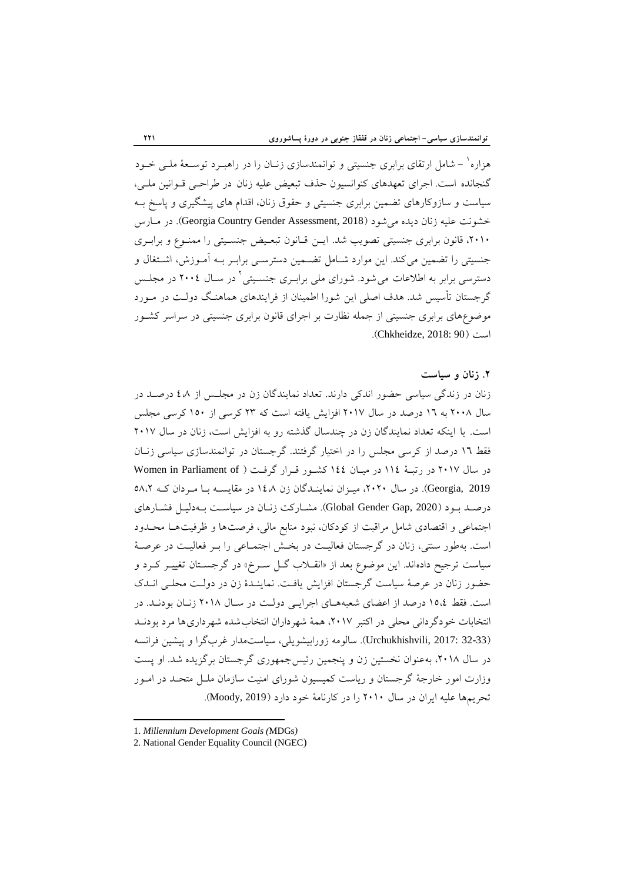هزاره[1] – شامل ارتقای برابری جنسیتی و توانمندسازی زنـان را در راهبـرد توسـعۀ ملـی خـود گنجانده است. اجرای تعهدهای کنوانسیون حذف تبعیض علیه زنان در طراحـی قـوانین ملـی، سیاست و سازوکارهای تضمین برابری جنسیتی و حقوق زنان، اقدام های پیشگیری و پاسخ بـه خشونت علیه زنان دیده می‌شود (Georgia Country Gender Assessment, 2018). در مـارس ۲۰۱۰، قانون برابری جنسیتی تصویب شد. ایـن قـانون تبعـیض جنسـیتی را ممنـوع و برابـری جنسیتی را تضمین می‌کند. این موارد شـامل تضـمین دسترسـی برابـر بـه آمـوزش، اشـتغال و دسترسی برابر به اطلاعات می‌شود. شورای ملی برابـری جنسـیتی[2] در سـال ۲۰۰۴ در مجلـس گرجستان تأسیس شد. هدف اصلی این شورا اطمینان از فرایندهای هماهنـگ دولـت در مـورد موضوع‌های برابری جنسیتی از جمله نظارت بر اجرای قانون برابری جنسیتی در سراسر کشـور است (Chkheidze, 2018: 90).

### ۲. زنان و سیاست

زنان در زندگی سیاسی حضور اندکی دارند. تعداد نمایندگان زن در مجلـس از ۴.۸ درصـد در سال ۲۰۰۸ به ۱۶ درصد در سال ۲۰۱۷ افزایش یافته است که ۲۳ کرسی از ۱۵۰ کرسی مجلس است. با اینکه تعداد نمایندگان زن در چندسال گذشته رو به افزایش است، زنان در سال ۲۰۱۷ فقط ۱۶ درصد از کرسی مجلس را در اختیار گرفتند. گرجستان در توانمندسازی سیاسی زنـان در سال ۲۰۱۷ در رتبـۀ ۱۱۴ در میـان ۱۴۴ کشـور قـرار گرفـت (Women in Parliament of Georgia, 2019). در سال ۲۰۲۰، میـزان نماینـدگان زن ۱۴.۸ در مقایسـه بـا مـردان کـه ۵۸.۲ درصـد بـود (Global Gender Gap, 2020). مشـارکت زنـان در سیاسـت بـه‌دلیـل فشـارهای اجتماعی و اقتصادی شامل مراقبت از کودکان، نبود منابع مالی، فرصت‌ها و ظرفیت‌هـا محـدود است. به‌طور سنتی، زنان در گرجستان فعالیـت در بخـش اجتمـاعی را بـر فعالیـت در عرصـۀ سیاست ترجیح داده‌اند. این موضوع بعد از «انقـلاب گـل سـرخ» در گرجسـتان تغییـر کـرد و حضور زنان در عرصۀ سیاست گرجستان افزایش یافـت. نماینـدۀ زن در دولـت محلـی انـدک است. فقط ۱۵.۴ درصد از اعضای شعبه‌هـای اجرایـی دولـت در سـال ۲۰۱۸ زنـان بودنـد. در انتخابات خودگردانی محلی در اکتبر ۲۰۱۷، همۀ شهرداران انتخاب‌شده شهرداری‌ها مرد بودنـد (Urchukhishvili, 2017: 32-33). سالومه زورابیشویلی، سیاست‌مدار غرب‌گرا و پیشین فرانسه در سال ۲۰۱۸، به‌عنوان نخستین زن و پنجمین رئیس‌جمهوری گرجستان برگزیده شد. او پست وزارت امور خارجۀ گرجستان و ریاست کمیسیون شورای امنیت سازمان ملـل متحـد در امـور تحریم‌ها علیه ایران در سال ۲۰۱۰ را در کارنامۀ خود دارد (Moody, 2019).

---

1. *Millennium Development Goals (*MDGs*)*
2. National Gender Equality Council (NGEC)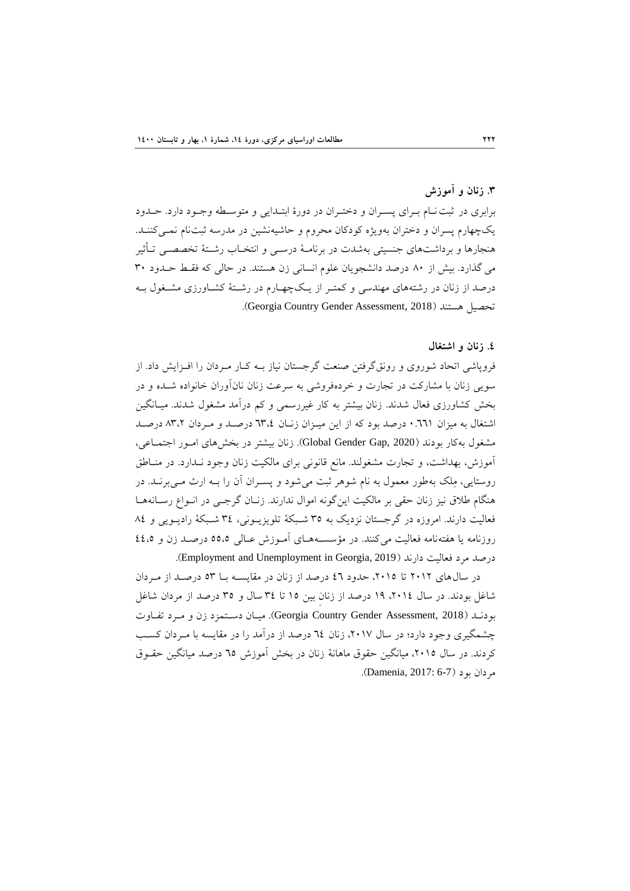### ۳. زنان و آموزش

برابری در ثبت‌نام برای پسران و دختران در دورهٔ ابتدایی و متوسطه وجود دارد. حدود یک‌چهارم پسران و دختران به‌ویژه کودکان محروم و حاشیه‌نشین در مدرسه ثبت‌نام نمی‌کنند. هنجارها و برداشت‌های جنسیتی به‌شدت در برنامهٔ درسی و انتخاب رشتهٔ تخصصی تأثیر می‌گذارد. بیش از ۸۰ درصد دانشجویان علوم انسانی زن هستند. در حالی که فقط حدود ۳۰ درصد از زنان در رشته‌های مهندسی و کمتر از یک‌چهارم در رشتهٔ کشاورزی مشغول به تحصیل هستند (Georgia Country Gender Assessment, 2018).

### ٤. زنان و اشتغال

فروپاشی اتحاد شوروی و رونق‌گرفتن صنعت گرجستان نیاز به کار مردان را افزایش داد. از سویی زنان با مشارکت در تجارت و خرده‌فروشی به سرعت زنان نان‌آوران خانواده شده و در بخش کشاورزی فعال شدند. زنان بیشتر به کار غیررسمی و کم درآمد مشغول شدند. میانگین اشتغال به میزان ۰.٦٦١ درصد بود که از این میزان زنان ٦٣،٤ درصد و مردان ٨٣،٢ درصد مشغول به‌کار بودند (Global Gender Gap, 2020). زنان بیشتر در بخش‌های امور اجتماعی، آموزش، بهداشت، و تجارت مشغولند. مانع قانونی برای مالکیت زنان وجود ندارد. در مناطق روستایی، مِلک به‌طور معمول به نام شوهر ثبت می‌شود و پسران آن را به ارث می‌برند. در هنگام طلاق نیز زنان حقی بر مالکیت این‌گونه اموال ندارند. زنان گرجی در انواع رسانه‌ها فعالیت دارند. امروزه در گرجستان نزدیک به ۳۵ شبکهٔ تلویزیونی، ٣٤ شبکهٔ رادیویی و ٨٤ روزنامه یا هفته‌نامه فعالیت می‌کنند. در مؤسسه‌های آموزش عالی ٥٥،٥ درصد زن و ٤٤،٥ درصد مرد فعالیت دارند (Employment and Unemployment in Georgia, 2019).

در سال‌های ۲۰۱۲ تا ۲۰۱۵، حدود ٤٦ درصد از زنان در مقایسه با ٥٣ درصد از مردان شاغل بودند. در سال ۲۰۱٤، ۱۹ درصد از زنانِ بین ۱۵ تا ۳٤ سال و ۳۵ درصد از مردان شاغل بودند (Georgia Country Gender Assessment, 2018). میان دستمزد زن و مرد تفاوت چشمگیری وجود دارد؛ در سال ۲۰۱۷، زنان ٦٤ درصد از درآمد را در مقایسه با مردان کسب کردند. در سال ۲۰۱۵، میانگین حقوق ماهانهٔ زنان در بخش آموزش ٦٥ درصد میانگین حقوق مردان بود (Damenia, 2017: 6-7).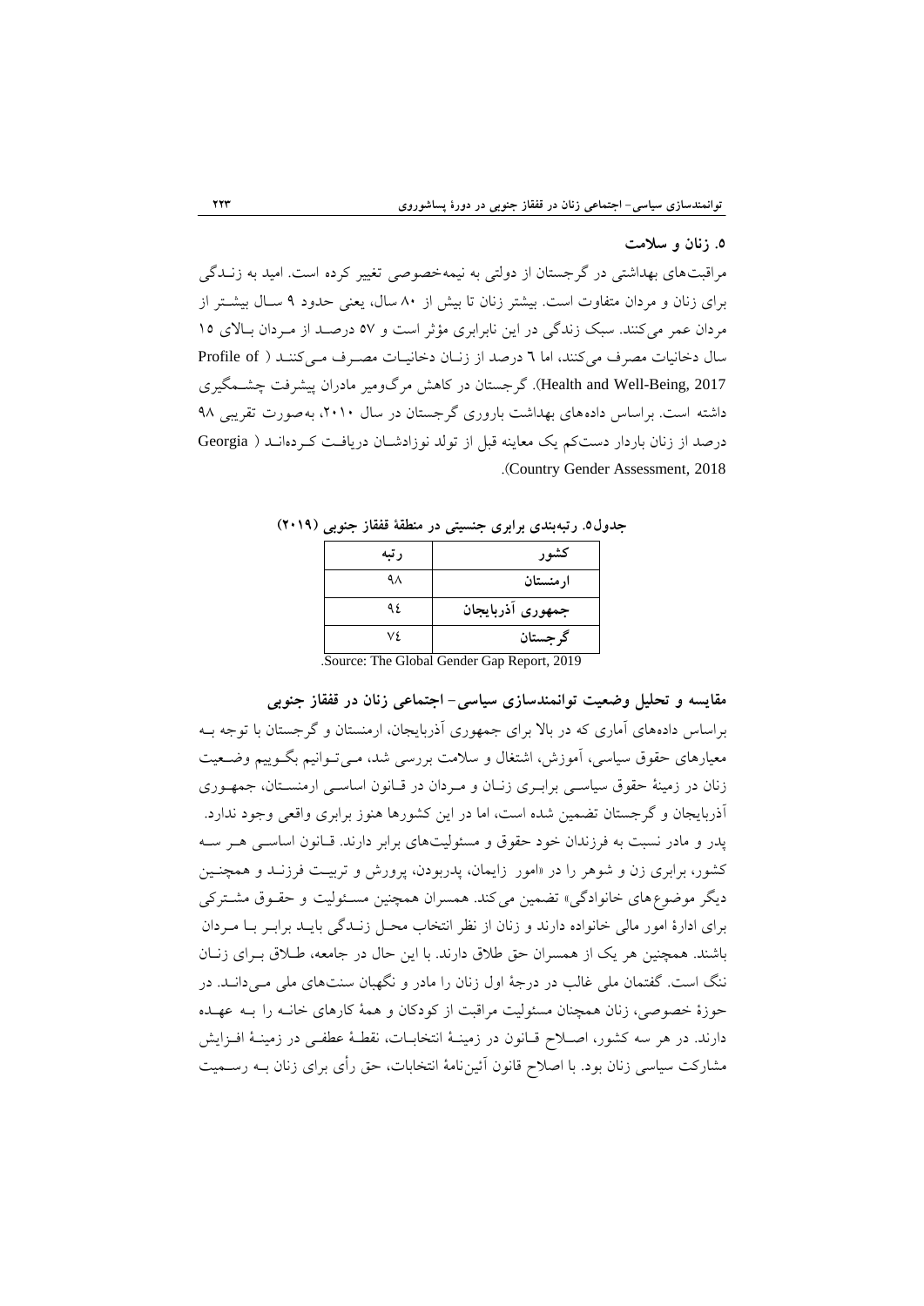### ۵. زنان و سلامت

مراقبت‌های بهداشتی در گرجستان از دولتی به نیمه‌خصوصی تغییر کرده است. امید به زندگی برای زنان و مردان متفاوت است. بیشتر زنان تا بیش از ۸۰ سال، یعنی حدود ۹ سال بیشتر از مردان عمر می‌کنند. سبک زندگی در این نابرابری مؤثر است و ۵۷ درصد از مردان بالای ۱۵ سال دخانیات مصرف می‌کنند، اما ٦ درصد از زنان دخانیات مصرف می‌کنند (Profile of Health and Well-Being, 2017). گرجستان در کاهش مرگ‌ومیر مادران پیشرفت چشمگیری داشته است. براساس داده‌های بهداشت باروری گرجستان در سال ۲۰۱۰، به‌صورت تقریبی ۹۸ درصد از زنان باردار دست‌کم یک معاینه قبل از تولد نوزادشان دریافت کرده‌اند (Georgia Country Gender Assessment, 2018).

**جدول۵. رتبه‌بندی برابری جنسیتی در منطقهٔ قفقاز جنوبی (۲۰۱۹)**

| کشور | رتبه |
|---|---|
| ارمنستان | ۹۸ |
| جمهوری آذربایجان | ۹٤ |
| گرجستان | ۷٤ |

Source: The Global Gender Gap Report, 2019.

### مقایسه و تحلیل وضعیت توانمندسازی سیاسی- اجتماعی زنان در قفقاز جنوبی

براساس داده‌های آماری که در بالا برای جمهوری آذربایجان، ارمنستان و گرجستان با توجه به معیارهای حقوق سیاسی، آموزش، اشتغال و سلامت بررسی شد، می‌توانیم بگوییم وضعیت زنان در زمینهٔ حقوق سیاسی برابری زنان و مردان در قانون اساسی ارمنستان، جمهوری آذربایجان و گرجستان تضمین شده است، اما در این کشورها هنوز برابری واقعی وجود ندارد. پدر و مادر نسبت به فرزندان خود حقوق و مسئولیت‌های برابر دارند. قانون اساسی هر سه کشور، برابری زن و شوهر را در «امور زایمان، پدربودن، پرورش و تربیت فرزند و همچنین دیگر موضوع‌های خانوادگی» تضمین می‌کند. همسران همچنین مسئولیت و حقوق مشترکی برای ادارهٔ امور مالی خانواده دارند و زنان از نظر انتخاب محل زندگی باید برابر با مردان باشند. همچنین هر یک از همسران حق طلاق دارند. با این حال در جامعه، طلاق برای زنان ننگ است. گفتمان ملی غالب در درجهٔ اول زنان را مادر و نگهبان سنت‌های ملی می‌داند. در حوزهٔ خصوصی، زنان همچنان مسئولیت مراقبت از کودکان و همهٔ کارهای خانه را به عهده دارند. در هر سه کشور، اصلاح قانون در زمینهٔ انتخابات، نقطهٔ عطفی در زمینهٔ افزایش مشارکت سیاسی زنان بود. با اصلاح قانون آئین‌نامهٔ انتخابات، حق رأی برای زنان به رسمیت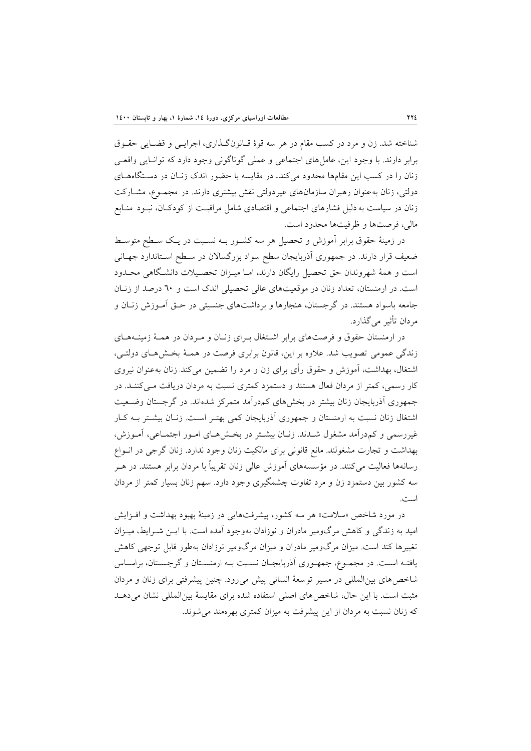شناخته شد. زن و مرد در کسب مقام در هر سه قوهٔ قـانون‌گـذاری، اجرایـی و قضـایی حقـوق برابر دارند. با وجود این، عامل‌های اجتماعی و عملی گوناگونی وجود دارد که توانـایی واقعـی زنان را در کسب این مقام‌ها محدود می‌کند. در مقایسه با حضور اندک زنـان در دسـتگاه‌هـای دولتی، زنان به‌عنوان رهبران سازمان‌های غیردولتی نقش بیشتری دارند. در مجمـوع، مشـارکت زنان در سیاست به‌دلیل فشارهای اجتماعی و اقتصادی شامل مراقبـت از کودکـان، نبـود منـابع مالی، فرصت‌ها و ظرفیت‌ها محدود است.

در زمینهٔ حقوق برابر آموزش و تحصیل هر سه کشـور بـه نسـبت در یـک سـطح متوسـط ضعیف قرار دارند. در جمهوری آذربایجان سطح سواد بزرگسالان در سـطح اسـتاندارد جهـانی است و همهٔ شهروندان حق تحصیل رایگان دارند، امـا میـزان تحصـیلات دانشـگاهی محـدود است. در ارمنستان، تعداد زنان در موقعیت‌های عالی تحصیلی اندک است و ٦٠ درصد از زنـان جامعه باسواد هستند. در گرجستان، هنجارها و برداشت‌های جنسیتی در حـق آمـوزش زنـان و مردان تأثیر می‌گذارد.

در ارمنستان حقوق و فرصت‌های برابر اشـتغال بـرای زنـان و مـردان در همـهٔ زمینـه‌هـای زندگی عمومی تصویب شد. علاوه بر این، قانون برابری فرصت در همـهٔ بخـش‌هـای دولتـی، اشتغال، بهداشت، آموزش و حقوق رأی برای زن و مرد را تضمین می‌کند. زنان به‌عنوان نیروی کار رسمی، کمتر از مردان فعال هستند و دستمزد کمتری نسبت به مردان دریافت مـی‌کننـد. در جمهوری آذربایجان زنان بیشتر در بخش‌های کم‌درآمد متمرکز شده‌اند. در گرجستان وضـعیت اشتغال زنان نسبت به ارمنستان و جمهوری آذربایجان کمی بهتـر اسـت. زنـان بیشـتر بـه کـار غیررسمی و کم‌درآمد مشغول شـدند. زنـان بیشـتر در بخـش‌هـای امـور اجتمـاعی، آمـوزش، بهداشت و تجارت مشغولند. مانع قانونی برای مالکیت زنان وجود ندارد. زنان گرجی در انـواع رسانه‌ها فعالیت می‌کنند. در مؤسسه‌های آموزش عالی زنان تقریباً با مردان برابر هستند. در هـر سه کشور بین دستمزد زن و مرد تفاوت چشمگیری وجود دارد. سهم زنان بسیار کمتر از مردان است.

در مورد شاخص «سلامت» هر سه کشور، پیشرفت‌هایی در زمینهٔ بهبود بهداشت و افـزایش امید به زندگی و کاهش مرگ‌ومیر مادران و نوزادان به‌وجود آمده است. با ایـن شـرایط، میـزان تغییرها کند است. میزان مرگ‌ومیر مادران و میزان مرگ‌ومیر نوزادان به‌طور قابل توجهی کاهش یافتـه اسـت. در مجمـوع، جمهـوری آذربایجـان نسـبت بـه ارمنسـتان و گرجسـتان، براسـاس شاخص‌های بین‌المللی در مسیر توسعهٔ انسانی پیش می‌رود. چنین پیشرفتی برای زنان و مردان مثبت است. با این حال، شاخص‌های اصلی استفاده شده برای مقایسهٔ بین‌المللی نشان می‌دهـد که زنان نسبت به مردان از این پیشرفت به میزان کمتری بهره‌مند می‌شوند.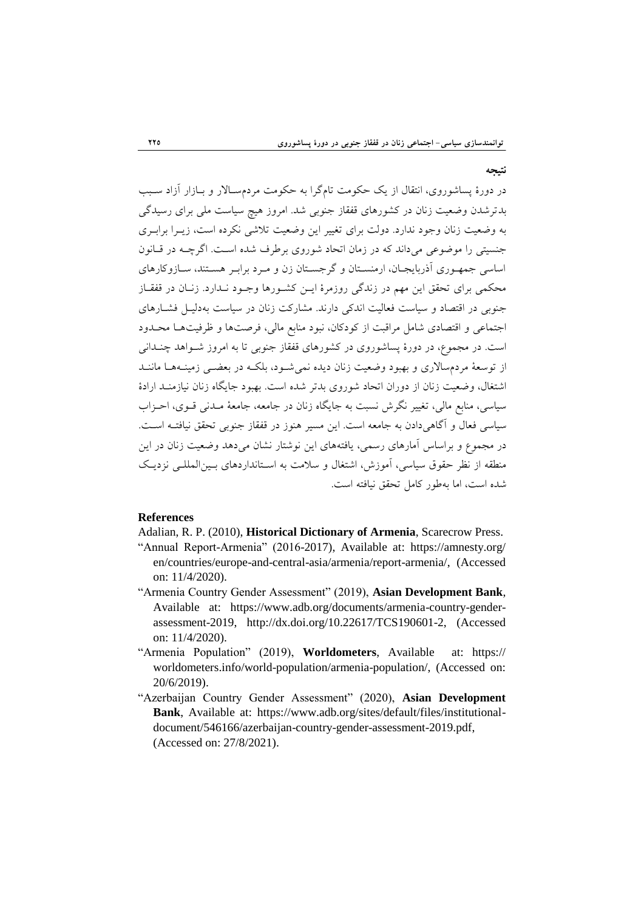## نتیجه

در دورهٔ پساشوروی، انتقال از یک حکومت تام‌گرا به حکومت مردم‌سالار و بازار آزاد سبب بدترشدن وضعیت زنان در کشورهای قفقاز جنوبی شد. امروز هیچ سیاست ملی برای رسیدگی به وضعیت زنان وجود ندارد. دولت برای تغییر این وضعیت تلاشی نکرده است، زیرا برابری جنسیتی را موضوعی می‌داند که در زمان اتحاد شوروی برطرف شده است. اگرچه در قانون اساسی جمهوری آذربایجان، ارمنستان و گرجستان زن و مرد برابر هستند، سازوکارهای محکمی برای تحقق این مهم در زندگی روزمرهٔ این کشورها وجود ندارد. زنان در قفقاز جنوبی در اقتصاد و سیاست فعالیت اندکی دارند. مشارکت زنان در سیاست به‌دلیل فشارهای اجتماعی و اقتصادی شامل مراقبت از کودکان، نبود منابع مالی، فرصت‌ها و ظرفیت‌ها محدود است. در مجموع، در دورهٔ پساشوروی در کشورهای قفقاز جنوبی تا به امروز شواهد چندانی از توسعهٔ مردم‌سالاری و بهبود وضعیت زنان دیده نمی‌شود، بلکه در بعضی زمینه‌ها مانند اشتغال، وضعیت زنان از دوران اتحاد شوروی بدتر شده است. بهبود جایگاه زنان نیازمند ارادهٔ سیاسی، منابع مالی، تغییر نگرش نسبت به جایگاه زنان در جامعه، جامعهٔ مدنی قوی، احزاب سیاسی فعال و آگاهی‌دادن به جامعه است. این مسیر هنوز در قفقاز جنوبی تحقق نیافته است. در مجموع و براساس آمارهای رسمی، یافته‌های این نوشتار نشان می‌دهد وضعیت زنان در این منطقه از نظر حقوق سیاسی، آموزش، اشتغال و سلامت به استانداردهای بین‌المللی نزدیک شده است، اما به‌طور کامل تحقق نیافته است.

## References

Adalian, R. P. (2010), **Historical Dictionary of Armenia**, Scarecrow Press.

"Annual Report-Armenia" (2016-2017), Available at: https://amnesty.org/en/countries/europe-and-central-asia/armenia/report-armenia/, (Accessed on: 11/4/2020).

"Armenia Country Gender Assessment" (2019), **Asian Development Bank**, Available at: https://www.adb.org/documents/armenia-country-gender-assessment-2019, http://dx.doi.org/10.22617/TCS190601-2, (Accessed on: 11/4/2020).

"Armenia Population" (2019), **Worldometers**, Available at: https://worldometers.info/world-population/armenia-population/, (Accessed on: 20/6/2019).

"Azerbaijan Country Gender Assessment" (2020), **Asian Development Bank**, Available at: https://www.adb.org/sites/default/files/institutional-document/546166/azerbaijan-country-gender-assessment-2019.pdf, (Accessed on: 27/8/2021).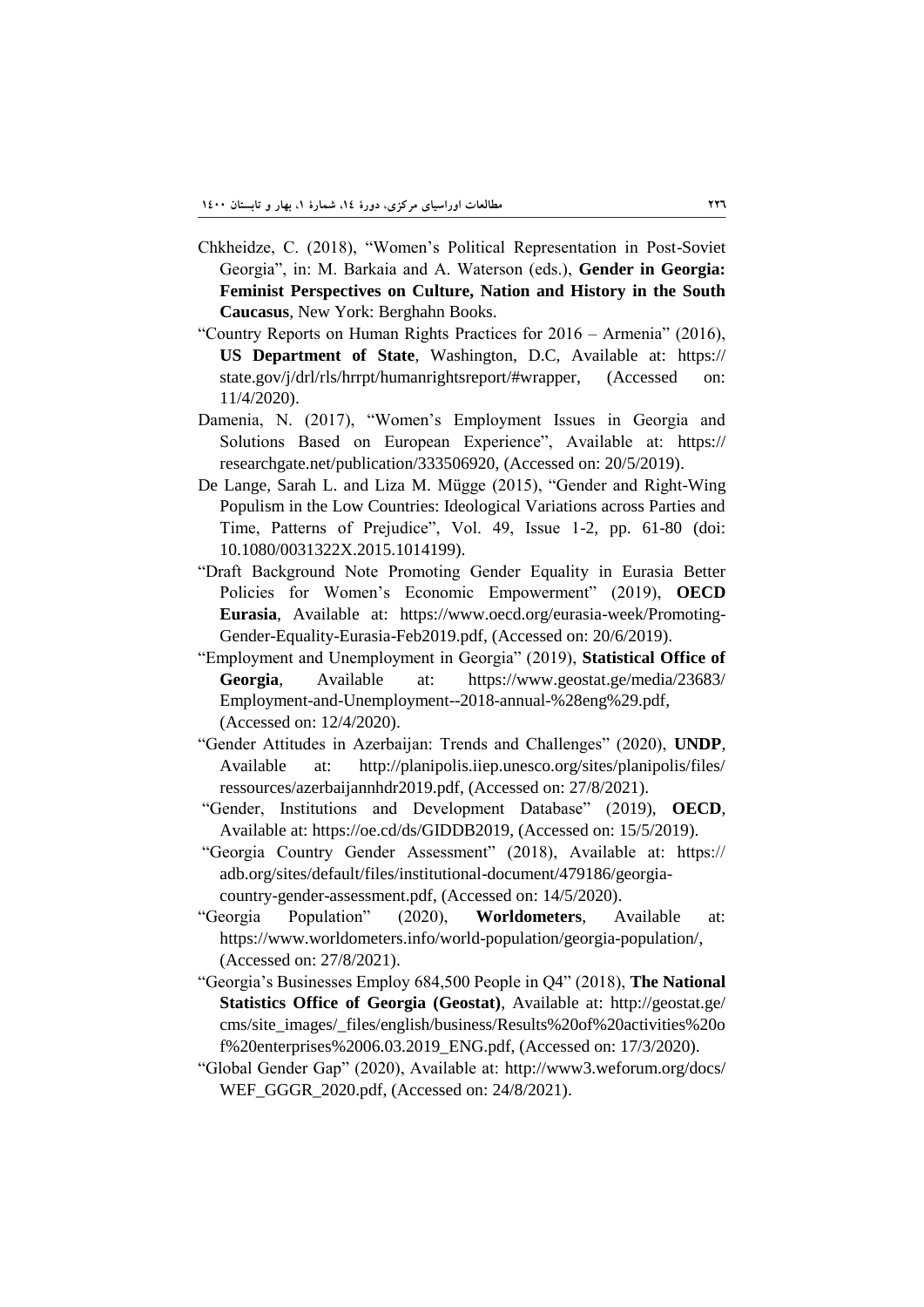Chkheidze, C. (2018), "Women's Political Representation in Post-Soviet Georgia", in: M. Barkaia and A. Waterson (eds.), **Gender in Georgia: Feminist Perspectives on Culture, Nation and History in the South Caucasus**, New York: Berghahn Books.

"Country Reports on Human Rights Practices for 2016 – Armenia" (2016), **US Department of State**, Washington, D.C, Available at: https:// state.gov/j/drl/rls/hrrpt/humanrightsreport/#wrapper, (Accessed on: 11/4/2020).

Damenia, N. (2017), "Women's Employment Issues in Georgia and Solutions Based on European Experience", Available at: https:// researchgate.net/publication/333506920, (Accessed on: 20/5/2019).

De Lange, Sarah L. and Liza M. Mügge (2015), "Gender and Right-Wing Populism in the Low Countries: Ideological Variations across Parties and Time, Patterns of Prejudice", Vol. 49, Issue 1-2, pp. 61-80 (doi: 10.1080/0031322X.2015.1014199).

"Draft Background Note Promoting Gender Equality in Eurasia Better Policies for Women's Economic Empowerment" (2019), **OECD Eurasia**, Available at: https://www.oecd.org/eurasia-week/Promoting-Gender-Equality-Eurasia-Feb2019.pdf, (Accessed on: 20/6/2019).

"Employment and Unemployment in Georgia" (2019), **Statistical Office of Georgia**, Available at: https://www.geostat.ge/media/23683/ Employment-and-Unemployment--2018-annual-%28eng%29.pdf, (Accessed on: 12/4/2020).

"Gender Attitudes in Azerbaijan: Trends and Challenges" (2020), **UNDP**, Available at: http://planipolis.iiep.unesco.org/sites/planipolis/files/ ressources/azerbaijannhdr2019.pdf, (Accessed on: 27/8/2021).

"Gender, Institutions and Development Database" (2019), **OECD**, Available at: https://oe.cd/ds/GIDDB2019, (Accessed on: 15/5/2019).

"Georgia Country Gender Assessment" (2018), Available at: https:// adb.org/sites/default/files/institutional-document/479186/georgia-country-gender-assessment.pdf, (Accessed on: 14/5/2020).

"Georgia Population" (2020), **Worldometers**, Available at: https://www.worldometers.info/world-population/georgia-population/, (Accessed on: 27/8/2021).

"Georgia's Businesses Employ 684,500 People in Q4" (2018), **The National Statistics Office of Georgia (Geostat)**, Available at: http://geostat.ge/ cms/site_images/_files/english/business/Results%20of%20activities%20of%20enterprises%2006.03.2019_ENG.pdf, (Accessed on: 17/3/2020).

"Global Gender Gap" (2020), Available at: http://www3.weforum.org/docs/ WEF_GGGR_2020.pdf, (Accessed on: 24/8/2021).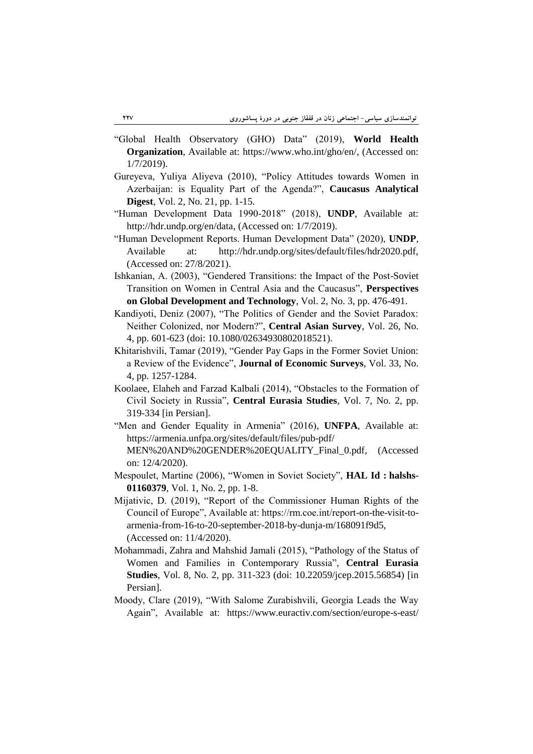"Global Health Observatory (GHO) Data" (2019), **World Health Organization**, Available at: https://www.who.int/gho/en/, (Accessed on: 1/7/2019).

Gureyeva, Yuliya Aliyeva (2010), "Policy Attitudes towards Women in Azerbaijan: is Equality Part of the Agenda?", **Caucasus Analytical Digest**, Vol. 2, No. 21, pp. 1-15.

"Human Development Data 1990-2018" (2018), **UNDP**, Available at: http://hdr.undp.org/en/data, (Accessed on: 1/7/2019).

"Human Development Reports. Human Development Data" (2020), **UNDP**, Available at: http://hdr.undp.org/sites/default/files/hdr2020.pdf, (Accessed on: 27/8/2021).

Ishkanian, A. (2003), "Gendered Transitions: the Impact of the Post-Soviet Transition on Women in Central Asia and the Caucasus", **Perspectives on Global Development and Technology**, Vol. 2, No. 3, pp. 476-491.

Kandiyoti, Deniz (2007), "The Politics of Gender and the Soviet Paradox: Neither Colonized, nor Modern?", **Central Asian Survey**, Vol. 26, No. 4, pp. 601-623 (doi: 10.1080/02634930802018521).

Khitarishvili, Tamar (2019), "Gender Pay Gaps in the Former Soviet Union: a Review of the Evidence", **Journal of Economic Surveys**, Vol. 33, No. 4, pp. 1257-1284.

Koolaee, Elaheh and Farzad Kalbali (2014), "Obstacles to the Formation of Civil Society in Russia", **Central Eurasia Studies**, Vol. 7, No. 2, pp. 319-334 [in Persian].

"Men and Gender Equality in Armenia" (2016), **UNFPA**, Available at: https://armenia.unfpa.org/sites/default/files/pub-pdf/MEN%20AND%20GENDER%20EQUALITY_Final_0.pdf, (Accessed on: 12/4/2020).

Mespoulet, Martine (2006), "Women in Soviet Society", **HAL Id : halshs-01160379**, Vol. 1, No. 2, pp. 1-8.

Mijativic, D. (2019), "Report of the Commissioner Human Rights of the Council of Europe", Available at: https://rm.coe.int/report-on-the-visit-to-armenia-from-16-to-20-september-2018-by-dunja-m/168091f9d5, (Accessed on: 11/4/2020).

Mohammadi, Zahra and Mahshid Jamali (2015), "Pathology of the Status of Women and Families in Contemporary Russia", **Central Eurasia Studies**, Vol. 8, No. 2, pp. 311-323 (doi: 10.22059/jcep.2015.56854) [in Persian].

Moody, Clare (2019), "With Salome Zurabishvili, Georgia Leads the Way Again", Available at: https://www.euractiv.com/section/europe-s-east/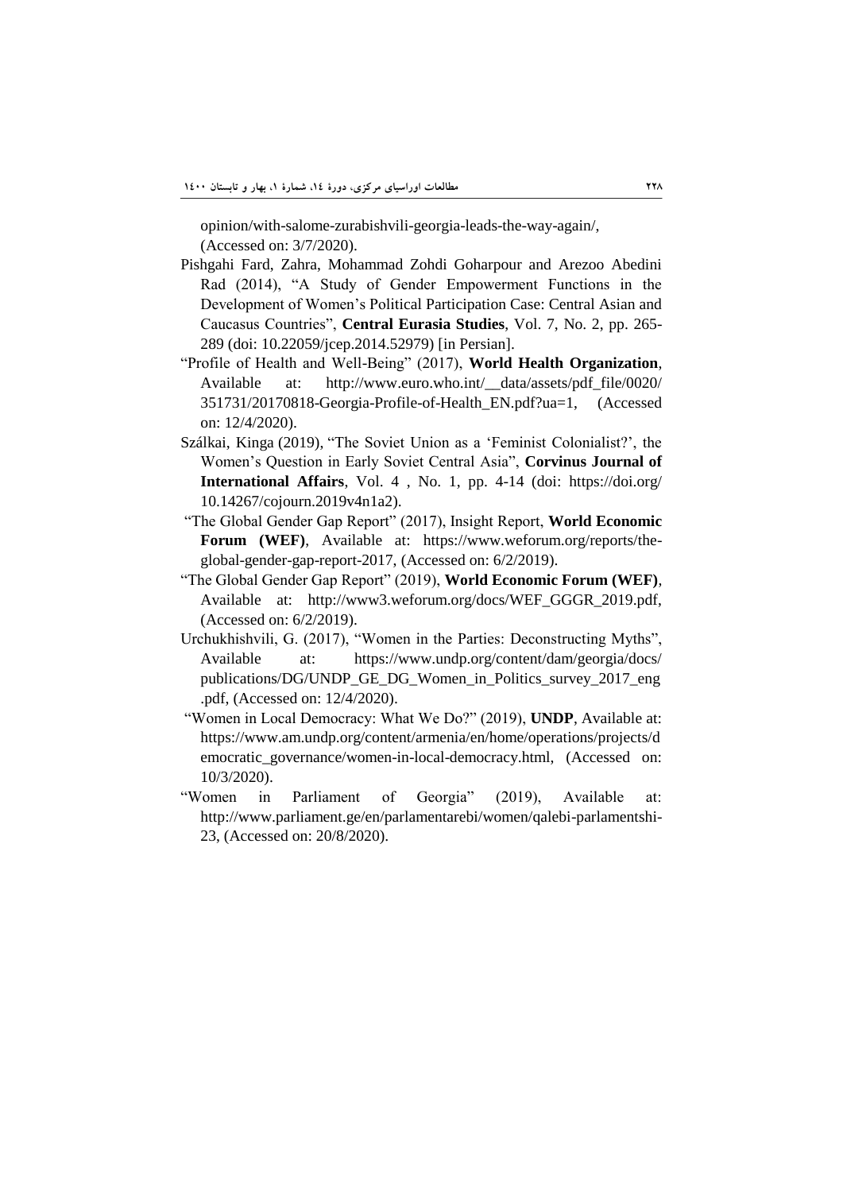opinion/with-salome-zurabishvili-georgia-leads-the-way-again/, (Accessed on: 3/7/2020).

Pishgahi Fard, Zahra, Mohammad Zohdi Goharpour and Arezoo Abedini Rad (2014), "A Study of Gender Empowerment Functions in the Development of Women's Political Participation Case: Central Asian and Caucasus Countries", **Central Eurasia Studies**, Vol. 7, No. 2, pp. 265-289 (doi: 10.22059/jcep.2014.52979) [in Persian].

"Profile of Health and Well-Being" (2017), **World Health Organization**, Available at: http://www.euro.who.int/__data/assets/pdf_file/0020/351731/20170818-Georgia-Profile-of-Health_EN.pdf?ua=1, (Accessed on: 12/4/2020).

Szálkai, Kinga (2019), "The Soviet Union as a 'Feminist Colonialist?', the Women's Question in Early Soviet Central Asia", **Corvinus Journal of International Affairs**, Vol. 4 , No. 1, pp. 4-14 (doi: https://doi.org/10.14267/cojourn.2019v4n1a2).

"The Global Gender Gap Report" (2017), Insight Report, **World Economic Forum (WEF)**, Available at: https://www.weforum.org/reports/the-global-gender-gap-report-2017, (Accessed on: 6/2/2019).

"The Global Gender Gap Report" (2019), **World Economic Forum (WEF)**, Available at: http://www3.weforum.org/docs/WEF_GGGR_2019.pdf, (Accessed on: 6/2/2019).

Urchukhishvili, G. (2017), "Women in the Parties: Deconstructing Myths", Available at: https://www.undp.org/content/dam/georgia/docs/publications/DG/UNDP_GE_DG_Women_in_Politics_survey_2017_eng.pdf, (Accessed on: 12/4/2020).

"Women in Local Democracy: What We Do?" (2019), **UNDP**, Available at: https://www.am.undp.org/content/armenia/en/home/operations/projects/democratic_governance/women-in-local-democracy.html, (Accessed on: 10/3/2020).

"Women in Parliament of Georgia" (2019), Available at: http://www.parliament.ge/en/parlamentarebi/women/qalebi-parlamentshi-23, (Accessed on: 20/8/2020).